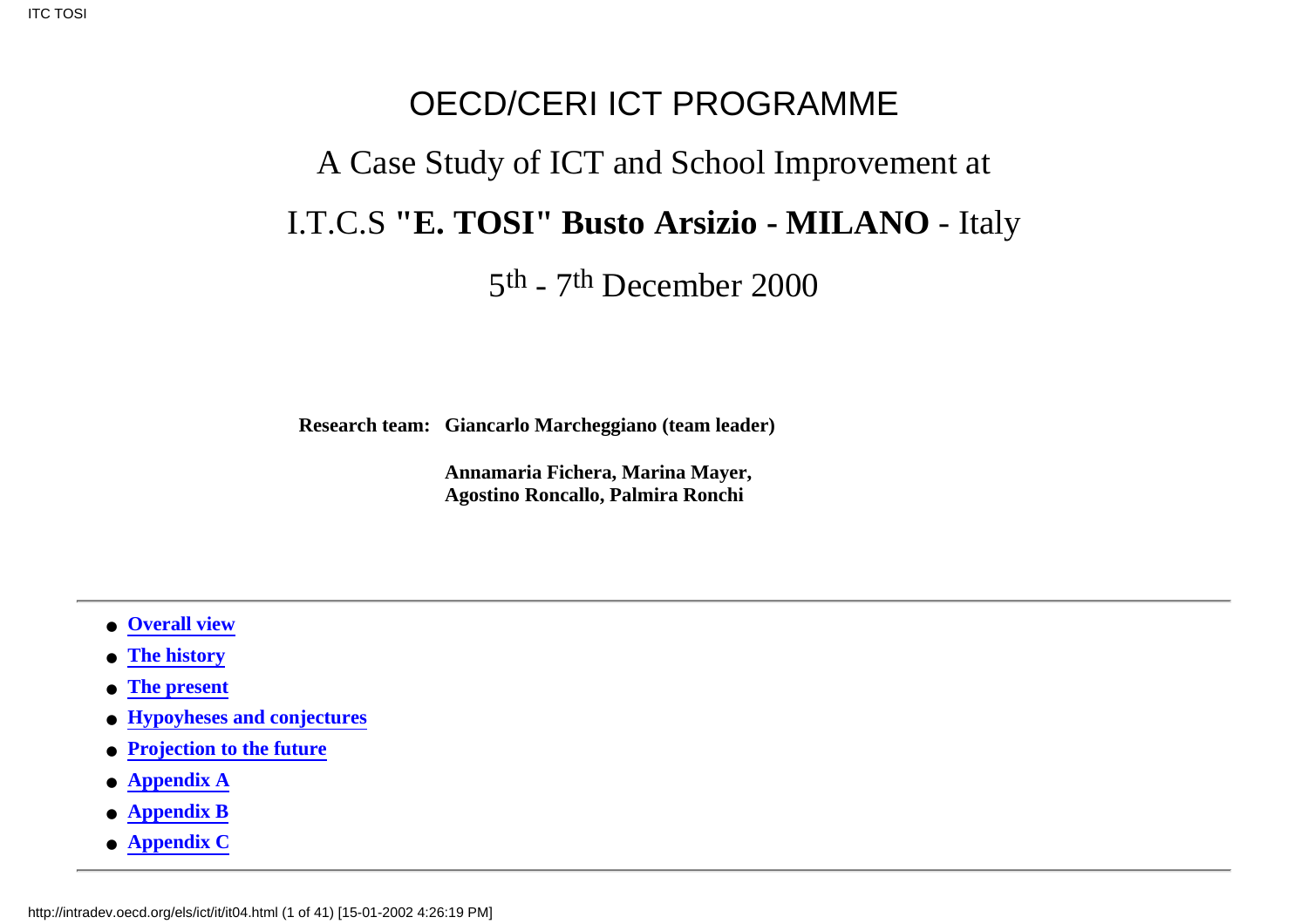# OECD/CERI ICT PROGRAMME

## A Case Study of ICT and School Improvement at

## I.T.C.S **"E. TOSI" Busto Arsizio - MILANO** - Italy

## 5th - 7th December 2000

**Research team:** **Giancarlo Marcheggiano (team leader)**

**Annamaria Fichera, Marina Mayer,**
**Agostino Roncallo, Palmira Ronchi**

---

- **Overall view**
- **The history**
- **The present**
- **Hypoyheses and conjectures**
- **Projection to the future**
- **Appendix A**
- **Appendix B**
- **Appendix C**

---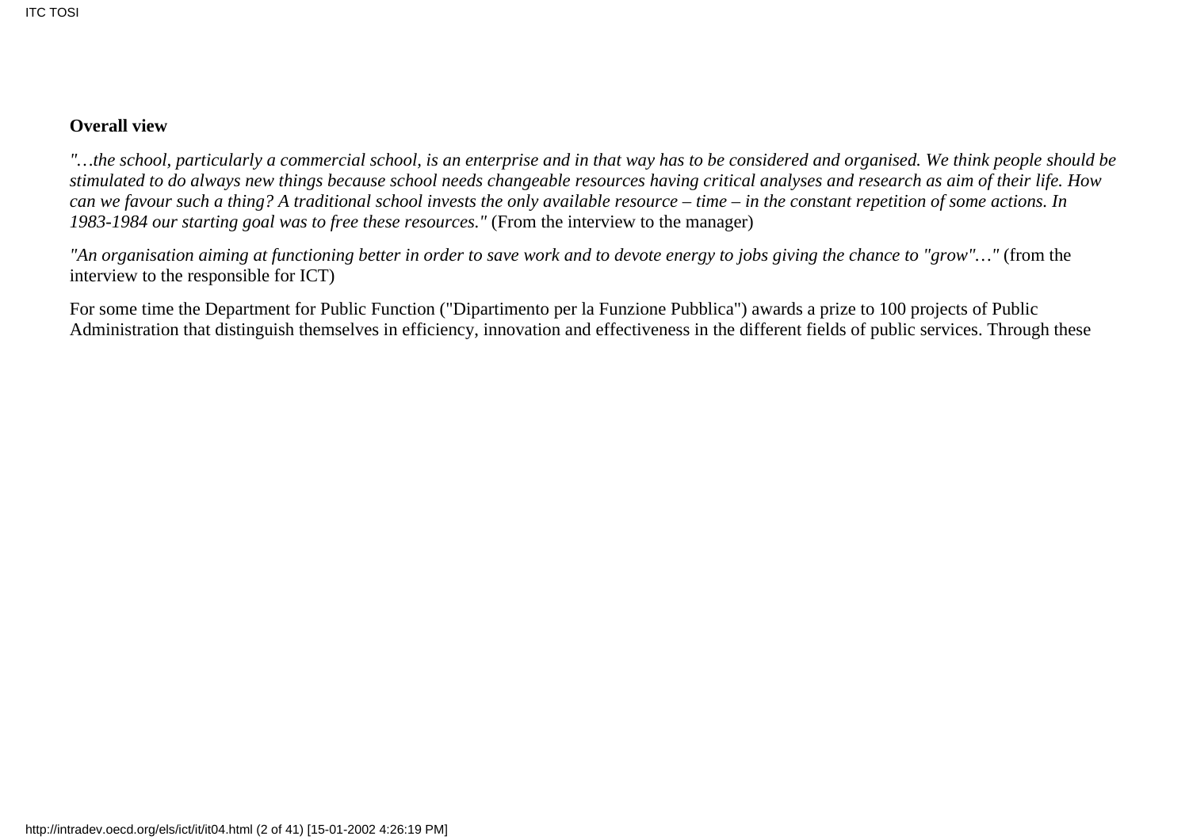**Overall view**

*"…the school, particularly a commercial school, is an enterprise and in that way has to be considered and organised. We think people should be stimulated to do always new things because school needs changeable resources having critical analyses and research as aim of their life. How can we favour such a thing? A traditional school invests the only available resource – time – in the constant repetition of some actions. In 1983-1984 our starting goal was to free these resources."* (From the interview to the manager)

*"An organisation aiming at functioning better in order to save work and to devote energy to jobs giving the chance to "grow"…"* (from the interview to the responsible for ICT)

For some time the Department for Public Function ("Dipartimento per la Funzione Pubblica") awards a prize to 100 projects of Public Administration that distinguish themselves in efficiency, innovation and effectiveness in the different fields of public services. Through these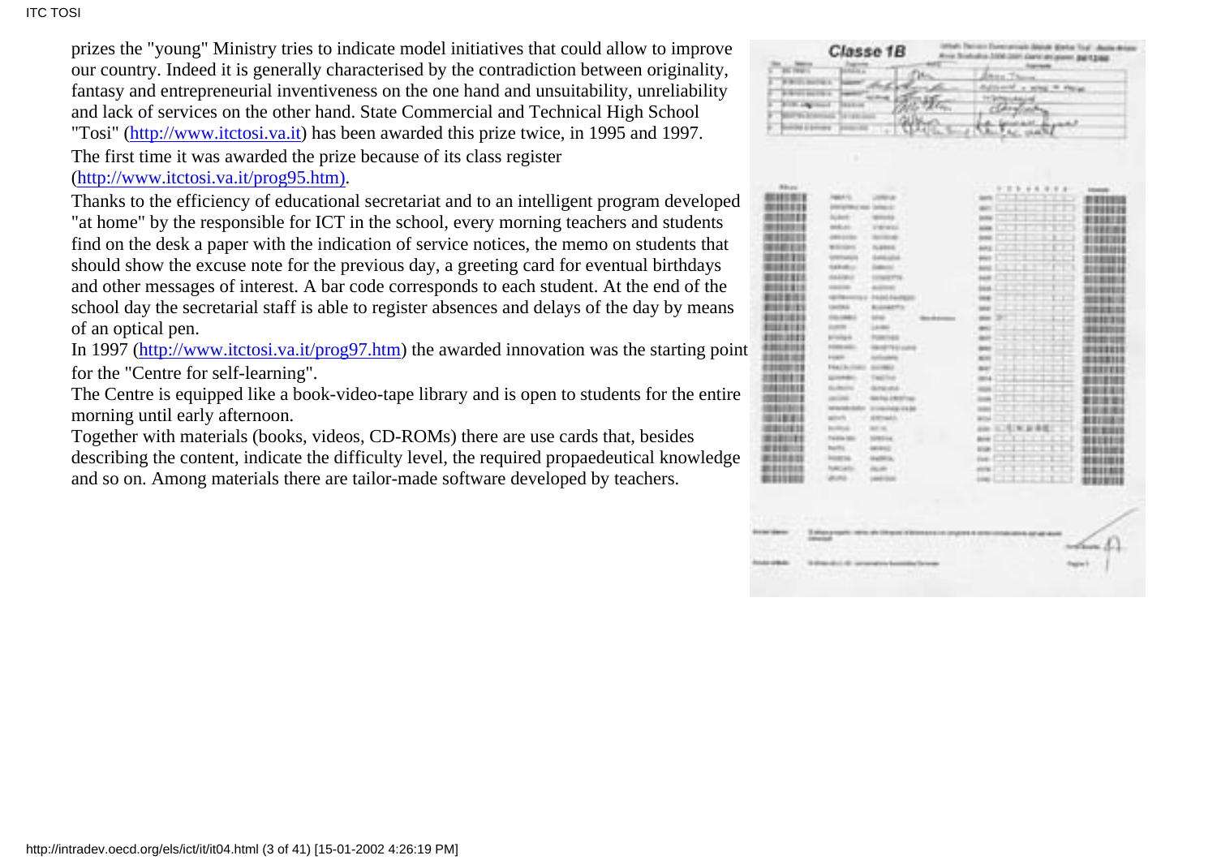prizes the "young" Ministry tries to indicate model initiatives that could allow to improve our country. Indeed it is generally characterised by the contradiction between originality, fantasy and entrepreneurial inventiveness on the one hand and unsuitability, unreliability and lack of services on the other hand. State Commercial and Technical High School "Tosi" (http://www.itctosi.va.it) has been awarded this prize twice, in 1995 and 1997. The first time it was awarded the prize because of its class register (http://www.itctosi.va.it/prog95.htm).

Thanks to the efficiency of educational secretariat and to an intelligent program developed "at home" by the responsible for ICT in the school, every morning teachers and students find on the desk a paper with the indication of service notices, the memo on students that should show the excuse note for the previous day, a greeting card for eventual birthdays and other messages of interest. A bar code corresponds to each student. At the end of the school day the secretarial staff is able to register absences and delays of the day by means of an optical pen.

In 1997 (http://www.itctosi.va.it/prog97.htm) the awarded innovation was the starting point for the "Centre for self-learning".

The Centre is equipped like a book-video-tape library and is open to students for the entire morning until early afternoon.

Together with materials (books, videos, CD-ROMs) there are use cards that, besides describing the content, indicate the difficulty level, the required propaedeutical knowledge and so on. Among materials there are tailor-made software developed by teachers.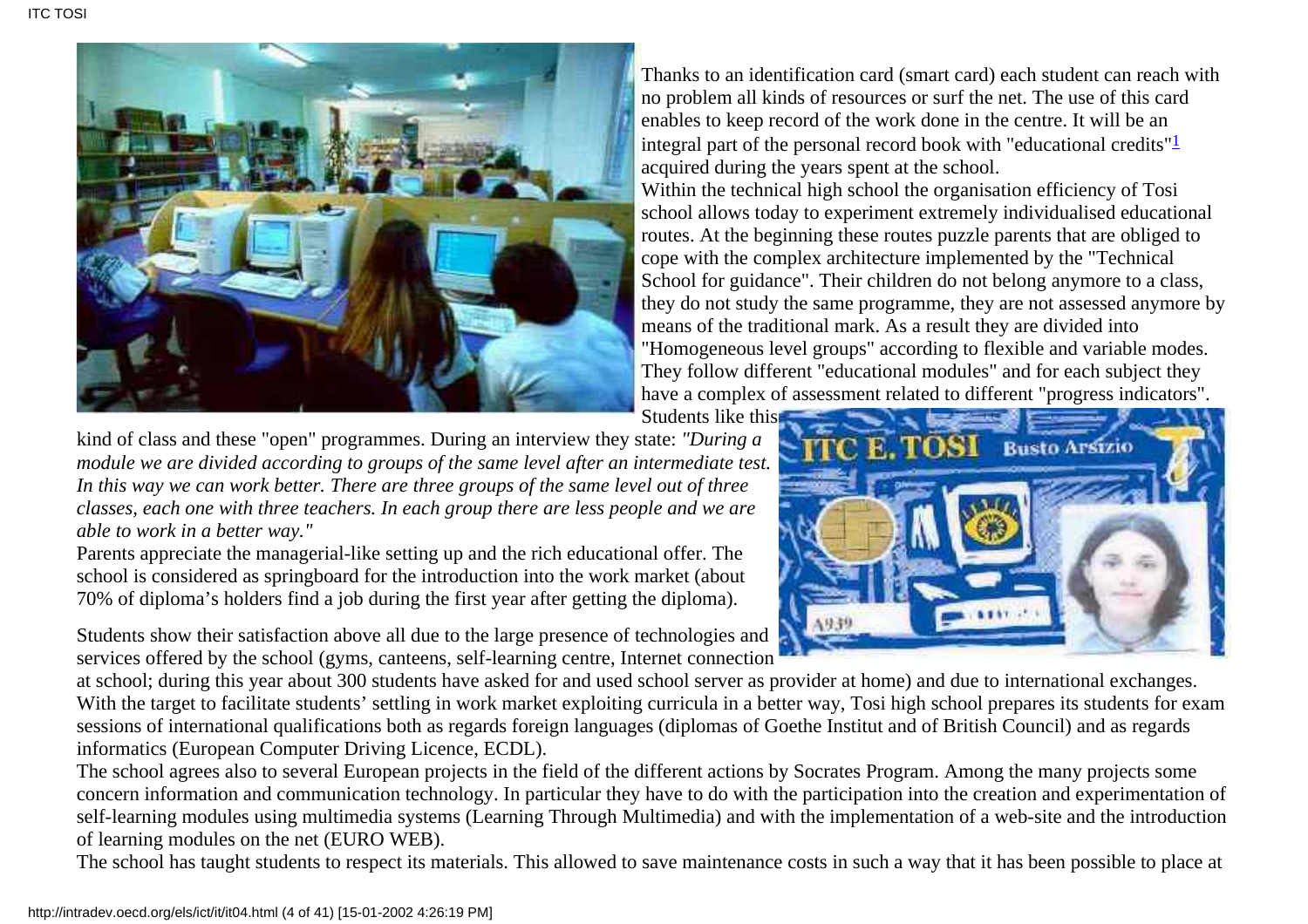Thanks to an identification card (smart card) each student can reach with no problem all kinds of resources or surf the net. The use of this card enables to keep record of the work done in the centre. It will be an integral part of the personal record book with "educational credits"[1] acquired during the years spent at the school.

Within the technical high school the organisation efficiency of Tosi school allows today to experiment extremely individualised educational routes. At the beginning these routes puzzle parents that are obliged to cope with the complex architecture implemented by the "Technical School for guidance". Their children do not belong anymore to a class, they do not study the same programme, they are not assessed anymore by means of the traditional mark. As a result they are divided into "Homogeneous level groups" according to flexible and variable modes. They follow different "educational modules" and for each subject they have a complex of assessment related to different "progress indicators". Students like this kind of class and these "open" programmes. During an interview they state: *"During a module we are divided according to groups of the same level after an intermediate test. In this way we can work better. There are three groups of the same level out of three classes, each one with three teachers. In each group there are less people and we are able to work in a better way."*

Parents appreciate the managerial-like setting up and the rich educational offer. The school is considered as springboard for the introduction into the work market (about 70% of diploma's holders find a job during the first year after getting the diploma).

Students show their satisfaction above all due to the large presence of technologies and services offered by the school (gyms, canteens, self-learning centre, Internet connection at school; during this year about 300 students have asked for and used school server as provider at home) and due to international exchanges. With the target to facilitate students' settling in work market exploiting curricula in a better way, Tosi high school prepares its students for exam sessions of international qualifications both as regards foreign languages (diplomas of Goethe Institut and of British Council) and as regards informatics (European Computer Driving Licence, ECDL).

The school agrees also to several European projects in the field of the different actions by Socrates Program. Among the many projects some concern information and communication technology. In particular they have to do with the participation into the creation and experimentation of self-learning modules using multimedia systems (Learning Through Multimedia) and with the implementation of a web-site and the introduction of learning modules on the net (EURO WEB).

The school has taught students to respect its materials. This allowed to save maintenance costs in such a way that it has been possible to place at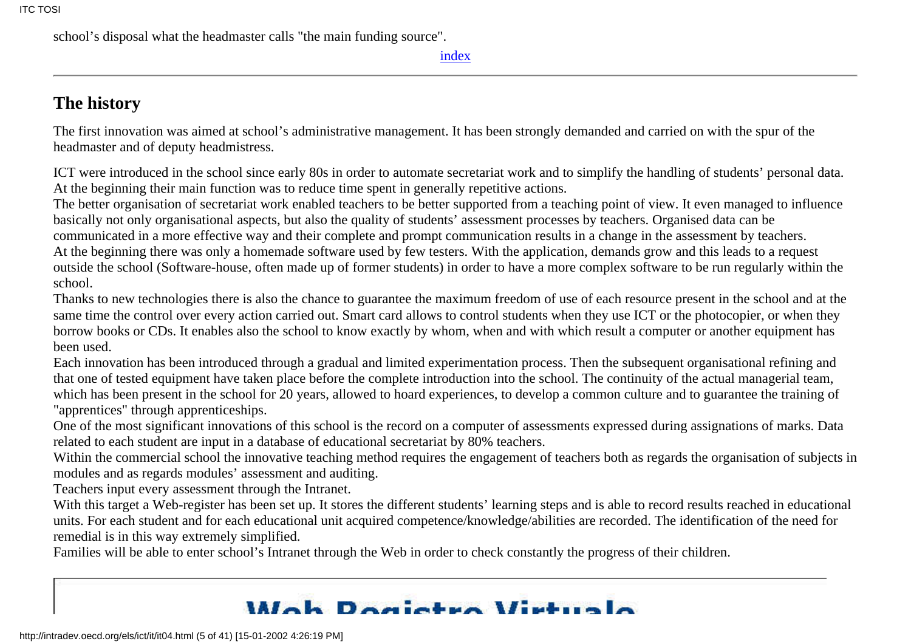school's disposal what the headmaster calls "the main funding source".

index

---

## The history

The first innovation was aimed at school's administrative management. It has been strongly demanded and carried on with the spur of the headmaster and of deputy headmistress.

ICT were introduced in the school since early 80s in order to automate secretariat work and to simplify the handling of students' personal data. At the beginning their main function was to reduce time spent in generally repetitive actions.
The better organisation of secretariat work enabled teachers to be better supported from a teaching point of view. It even managed to influence basically not only organisational aspects, but also the quality of students' assessment processes by teachers. Organised data can be communicated in a more effective way and their complete and prompt communication results in a change in the assessment by teachers.
At the beginning there was only a homemade software used by few testers. With the application, demands grow and this leads to a request outside the school (Software-house, often made up of former students) in order to have a more complex software to be run regularly within the school.
Thanks to new technologies there is also the chance to guarantee the maximum freedom of use of each resource present in the school and at the same time the control over every action carried out. Smart card allows to control students when they use ICT or the photocopier, or when they borrow books or CDs. It enables also the school to know exactly by whom, when and with which result a computer or another equipment has been used.
Each innovation has been introduced through a gradual and limited experimentation process. Then the subsequent organisational refining and that one of tested equipment have taken place before the complete introduction into the school. The continuity of the actual managerial team, which has been present in the school for 20 years, allowed to hoard experiences, to develop a common culture and to guarantee the training of "apprentices" through apprenticeships.
One of the most significant innovations of this school is the record on a computer of assessments expressed during assignations of marks. Data related to each student are input in a database of educational secretariat by 80% teachers.
Within the commercial school the innovative teaching method requires the engagement of teachers both as regards the organisation of subjects in modules and as regards modules' assessment and auditing.
Teachers input every assessment through the Intranet.
With this target a Web-register has been set up. It stores the different students' learning steps and is able to record results reached in educational units. For each student and for each educational unit acquired competence/knowledge/abilities are recorded. The identification of the need for remedial is in this way extremely simplified.
Families will be able to enter school's Intranet through the Web in order to check constantly the progress of their children.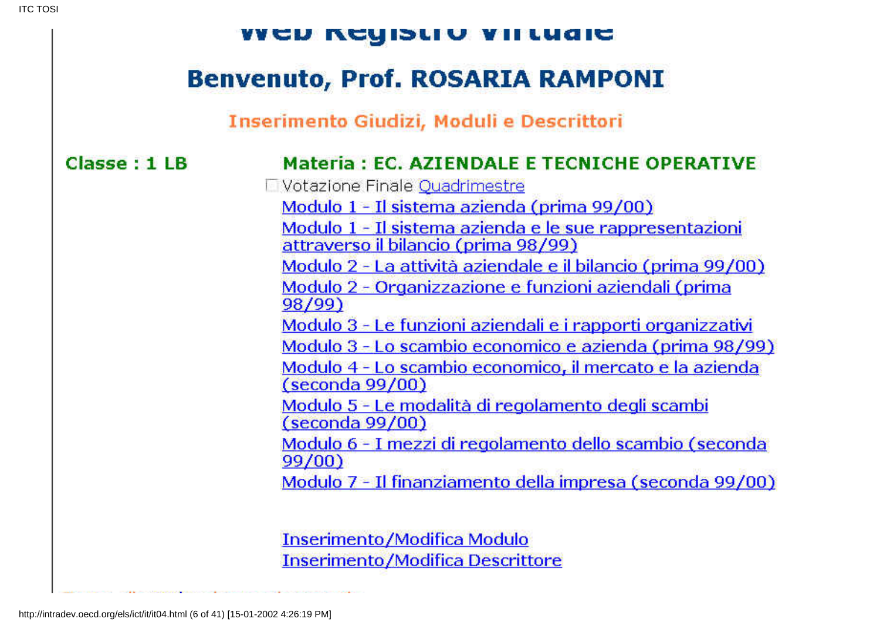# Web Registro Virtuale

## Benvenuto, Prof. ROSARIA RAMPONI

### Inserimento Giudizi, Moduli e Descrittori

**Classe : 1 LB**

**Materia : EC. AZIENDALE E TECNICHE OPERATIVE**

☐ Votazione Finale Quadrimestre

Modulo 1 - Il sistema azienda (prima 99/00)

Modulo 1 - Il sistema azienda e le sue rappresentazioni attraverso il bilancio (prima 98/99)

Modulo 2 - La attività aziendale e il bilancio (prima 99/00)

Modulo 2 - Organizzazione e funzioni aziendali (prima 98/99)

Modulo 3 - Le funzioni aziendali e i rapporti organizzativi

Modulo 3 - Lo scambio economico e azienda (prima 98/99)

Modulo 4 - Lo scambio economico, il mercato e la azienda (seconda 99/00)

Modulo 5 - Le modalità di regolamento degli scambi (seconda 99/00)

Modulo 6 - I mezzi di regolamento dello scambio (seconda 99/00)

Modulo 7 - Il finanziamento della impresa (seconda 99/00)

Inserimento/Modifica Modulo

Inserimento/Modifica Descrittore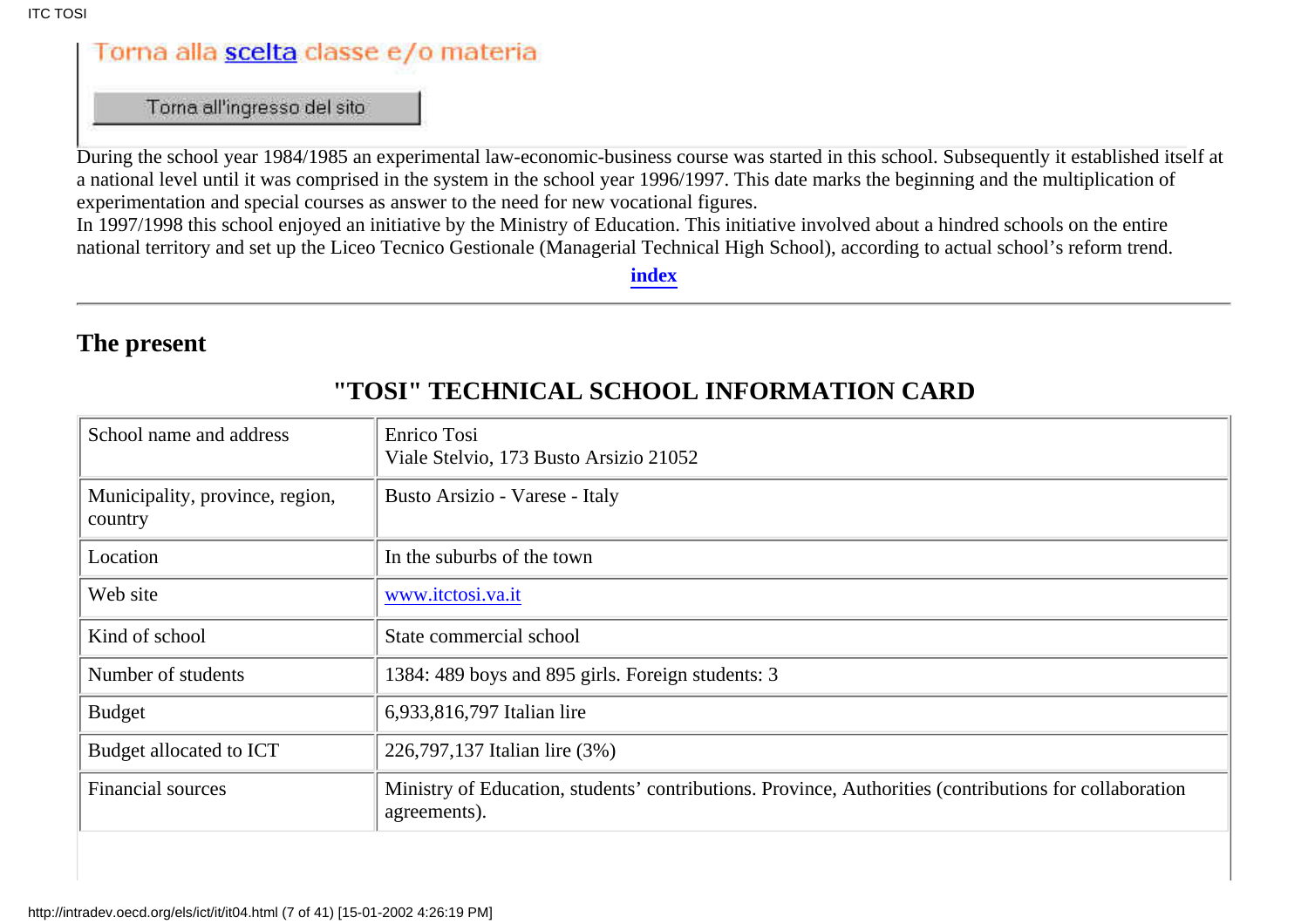Torna alla scelta classe e/o materia

Torna all'ingresso del sito

During the school year 1984/1985 an experimental law-economic-business course was started in this school. Subsequently it established itself at a national level until it was comprised in the system in the school year 1996/1997. This date marks the beginning and the multiplication of experimentation and special courses as answer to the need for new vocational figures.
In 1997/1998 this school enjoyed an initiative by the Ministry of Education. This initiative involved about a hindred schools on the entire national territory and set up the Liceo Tecnico Gestionale (Managerial Technical High School), according to actual school's reform trend.

**index**

---

## The present

### "TOSI" TECHNICAL SCHOOL INFORMATION CARD

| | |
|---|---|
| School name and address | Enrico Tosi<br>Viale Stelvio, 173 Busto Arsizio 21052 |
| Municipality, province, region, country | Busto Arsizio - Varese - Italy |
| Location | In the suburbs of the town |
| Web site | www.itctosi.va.it |
| Kind of school | State commercial school |
| Number of students | 1384: 489 boys and 895 girls. Foreign students: 3 |
| Budget | 6,933,816,797 Italian lire |
| Budget allocated to ICT | 226,797,137 Italian lire (3%) |
| Financial sources | Ministry of Education, students' contributions. Province, Authorities (contributions for collaboration agreements). |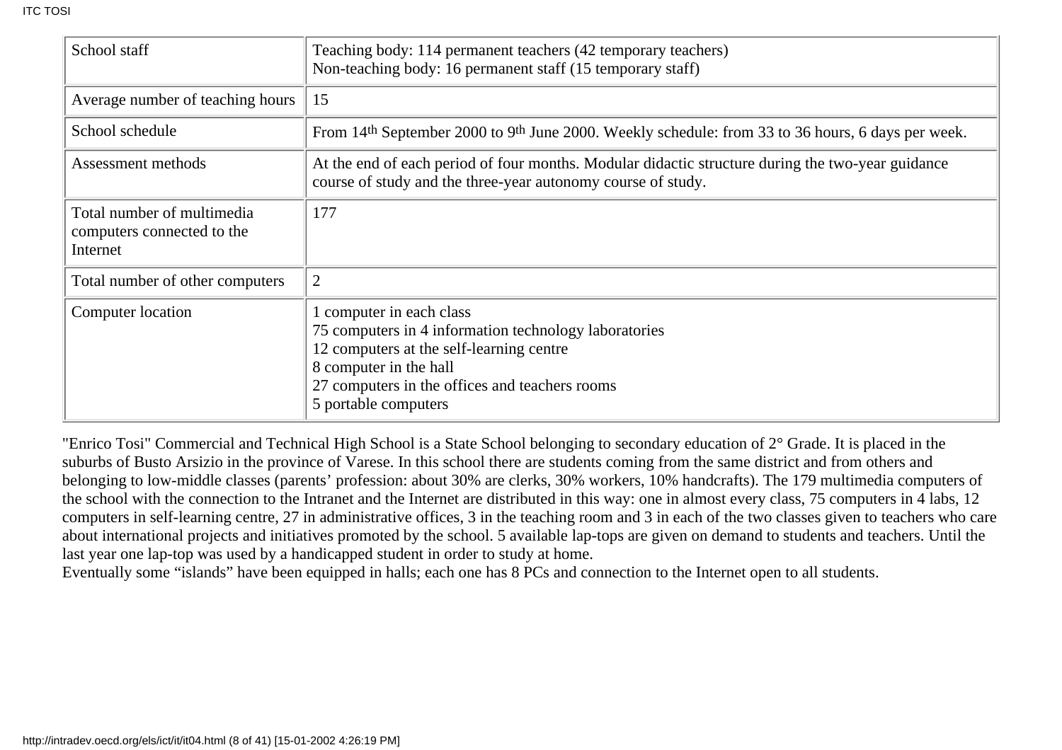| School staff | Teaching body: 114 permanent teachers (42 temporary teachers)<br>Non-teaching body: 16 permanent staff (15 temporary staff) |
|---|---|
| Average number of teaching hours | 15 |
| School schedule | From 14th September 2000 to 9th June 2000. Weekly schedule: from 33 to 36 hours, 6 days per week. |
| Assessment methods | At the end of each period of four months. Modular didactic structure during the two-year guidance course of study and the three-year autonomy course of study. |
| Total number of multimedia computers connected to the Internet | 177 |
| Total number of other computers | 2 |
| Computer location | 1 computer in each class<br>75 computers in 4 information technology laboratories<br>12 computers at the self-learning centre<br>8 computer in the hall<br>27 computers in the offices and teachers rooms<br>5 portable computers |

"Enrico Tosi" Commercial and Technical High School is a State School belonging to secondary education of 2° Grade. It is placed in the suburbs of Busto Arsizio in the province of Varese. In this school there are students coming from the same district and from others and belonging to low-middle classes (parents' profession: about 30% are clerks, 30% workers, 10% handcrafts). The 179 multimedia computers of the school with the connection to the Intranet and the Internet are distributed in this way: one in almost every class, 75 computers in 4 labs, 12 computers in self-learning centre, 27 in administrative offices, 3 in the teaching room and 3 in each of the two classes given to teachers who care about international projects and initiatives promoted by the school. 5 available lap-tops are given on demand to students and teachers. Until the last year one lap-top was used by a handicapped student in order to study at home.

Eventually some "islands" have been equipped in halls; each one has 8 PCs and connection to the Internet open to all students.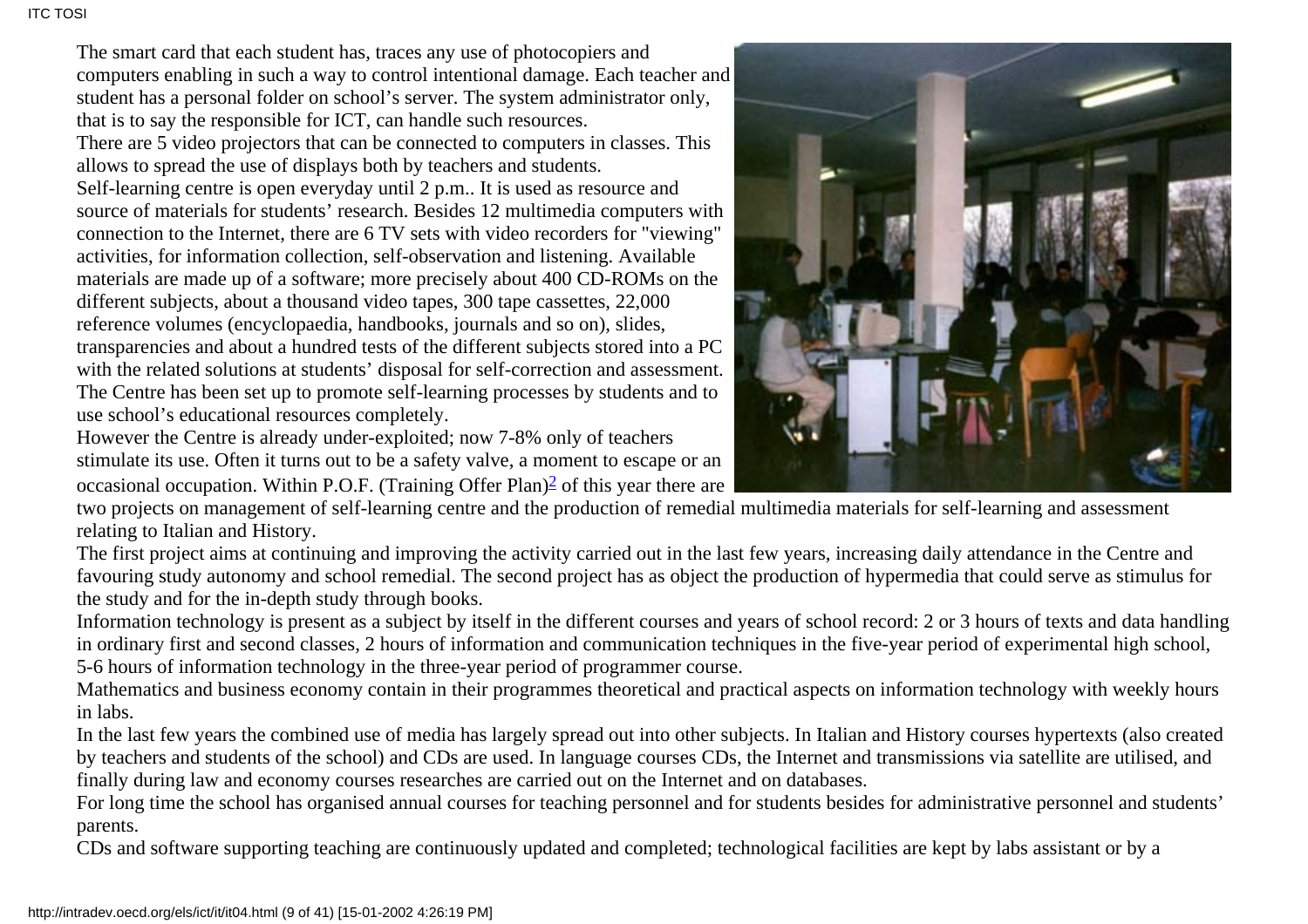The smart card that each student has, traces any use of photocopiers and computers enabling in such a way to control intentional damage. Each teacher and student has a personal folder on school's server. The system administrator only, that is to say the responsible for ICT, can handle such resources.

There are 5 video projectors that can be connected to computers in classes. This allows to spread the use of displays both by teachers and students.

Self-learning centre is open everyday until 2 p.m.. It is used as resource and source of materials for students' research. Besides 12 multimedia computers with connection to the Internet, there are 6 TV sets with video recorders for "viewing" activities, for information collection, self-observation and listening. Available materials are made up of a software; more precisely about 400 CD-ROMs on the different subjects, about a thousand video tapes, 300 tape cassettes, 22,000 reference volumes (encyclopaedia, handbooks, journals and so on), slides, transparencies and about a hundred tests of the different subjects stored into a PC with the related solutions at students' disposal for self-correction and assessment. The Centre has been set up to promote self-learning processes by students and to use school's educational resources completely.

However the Centre is already under-exploited; now 7-8% only of teachers stimulate its use. Often it turns out to be a safety valve, a moment to escape or an occasional occupation. Within P.O.F. (Training Offer Plan)[2] of this year there are two projects on management of self-learning centre and the production of remedial multimedia materials for self-learning and assessment relating to Italian and History.

The first project aims at continuing and improving the activity carried out in the last few years, increasing daily attendance in the Centre and favouring study autonomy and school remedial. The second project has as object the production of hypermedia that could serve as stimulus for the study and for the in-depth study through books.

Information technology is present as a subject by itself in the different courses and years of school record: 2 or 3 hours of texts and data handling in ordinary first and second classes, 2 hours of information and communication techniques in the five-year period of experimental high school, 5-6 hours of information technology in the three-year period of programmer course.

Mathematics and business economy contain in their programmes theoretical and practical aspects on information technology with weekly hours in labs.

In the last few years the combined use of media has largely spread out into other subjects. In Italian and History courses hypertexts (also created by teachers and students of the school) and CDs are used. In language courses CDs, the Internet and transmissions via satellite are utilised, and finally during law and economy courses researches are carried out on the Internet and on databases.

For long time the school has organised annual courses for teaching personnel and for students besides for administrative personnel and students' parents.

CDs and software supporting teaching are continuously updated and completed; technological facilities are kept by labs assistant or by a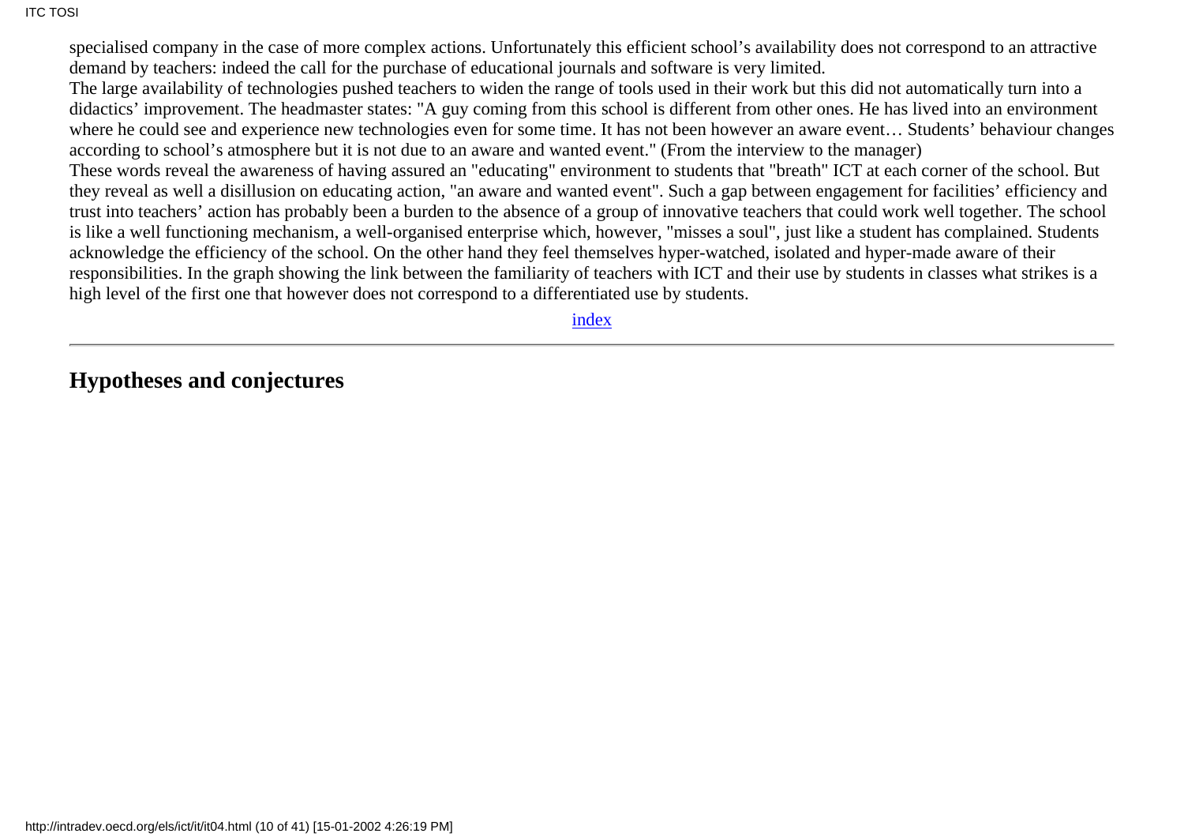specialised company in the case of more complex actions. Unfortunately this efficient school's availability does not correspond to an attractive demand by teachers: indeed the call for the purchase of educational journals and software is very limited.
The large availability of technologies pushed teachers to widen the range of tools used in their work but this did not automatically turn into a didactics' improvement. The headmaster states: "A guy coming from this school is different from other ones. He has lived into an environment where he could see and experience new technologies even for some time. It has not been however an aware event… Students' behaviour changes according to school's atmosphere but it is not due to an aware and wanted event." (From the interview to the manager)
These words reveal the awareness of having assured an "educating" environment to students that "breath" ICT at each corner of the school. But they reveal as well a disillusion on educating action, "an aware and wanted event". Such a gap between engagement for facilities' efficiency and trust into teachers' action has probably been a burden to the absence of a group of innovative teachers that could work well together. The school is like a well functioning mechanism, a well-organised enterprise which, however, "misses a soul", just like a student has complained. Students acknowledge the efficiency of the school. On the other hand they feel themselves hyper-watched, isolated and hyper-made aware of their responsibilities. In the graph showing the link between the familiarity of teachers with ICT and their use by students in classes what strikes is a high level of the first one that however does not correspond to a differentiated use by students.

index

---

## Hypotheses and conjectures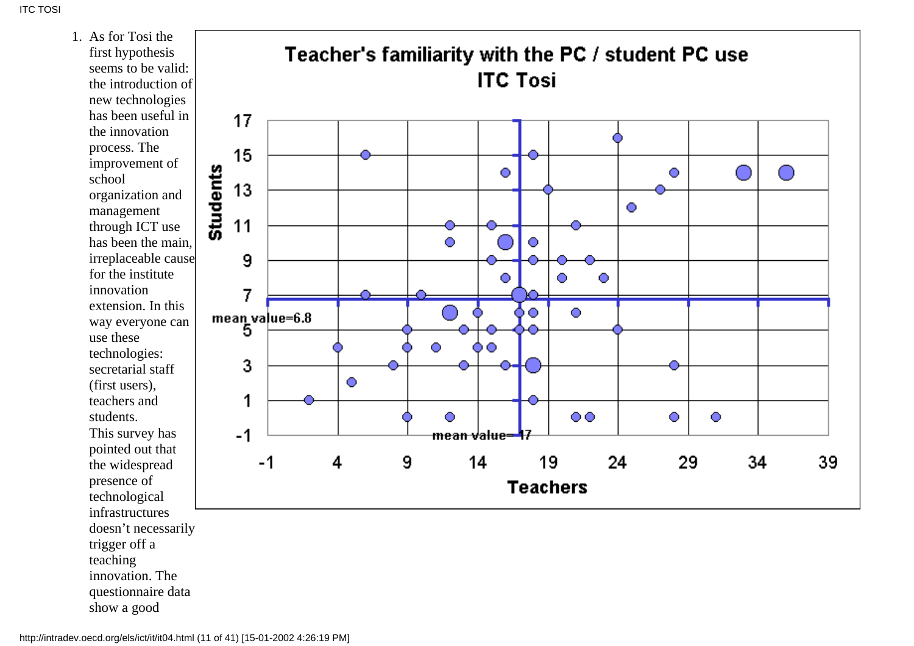1. As for Tosi the first hypothesis seems to be valid: the introduction of new technologies has been useful in the innovation process. The improvement of school organization and management through ICT use has been the main, irreplaceable cause for the institute innovation extension. In this way everyone can use these technologies: secretarial staff (first users), teachers and students.
   This survey has pointed out that the widespread presence of technological infrastructures doesn't necessarily trigger off a teaching innovation. The questionnaire data show a good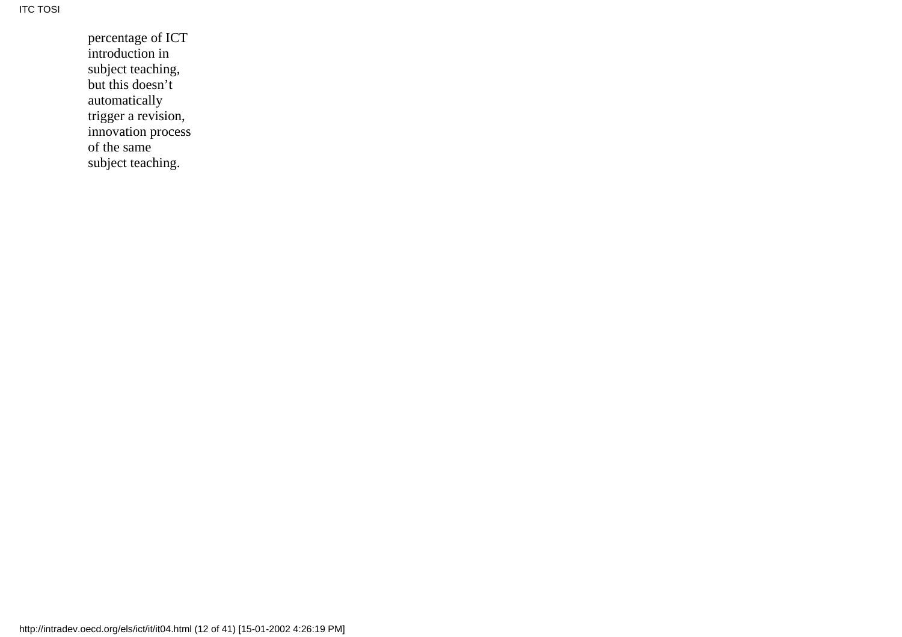percentage of ICT introduction in subject teaching, but this doesn’t automatically trigger a revision, innovation process of the same subject teaching.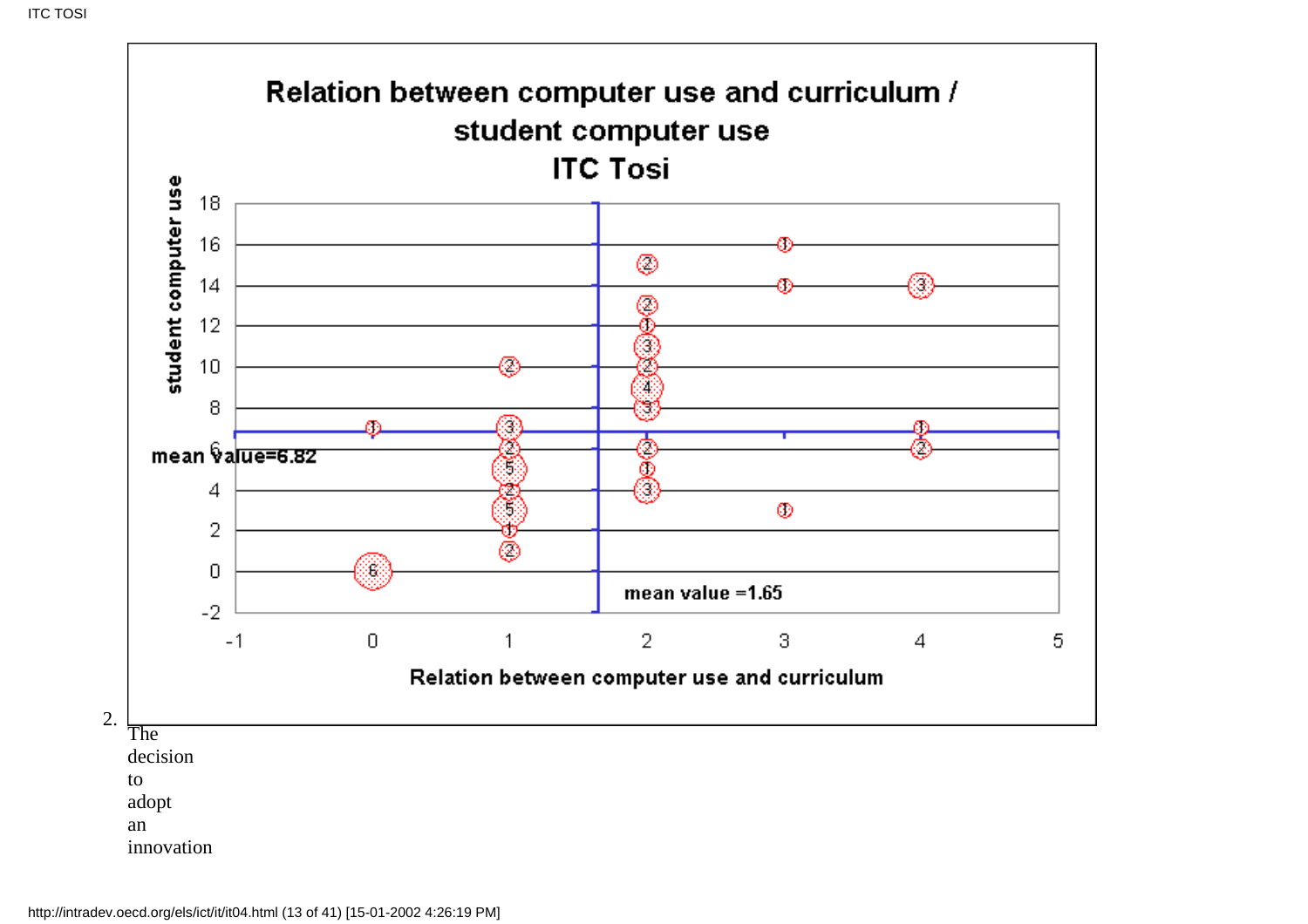**Relation between computer use and curriculum / student computer use**
**ITC Tosi**

student computer use

mean value=6.82

mean value =1.65

Relation between computer use and curriculum

2. The decision to adopt an innovation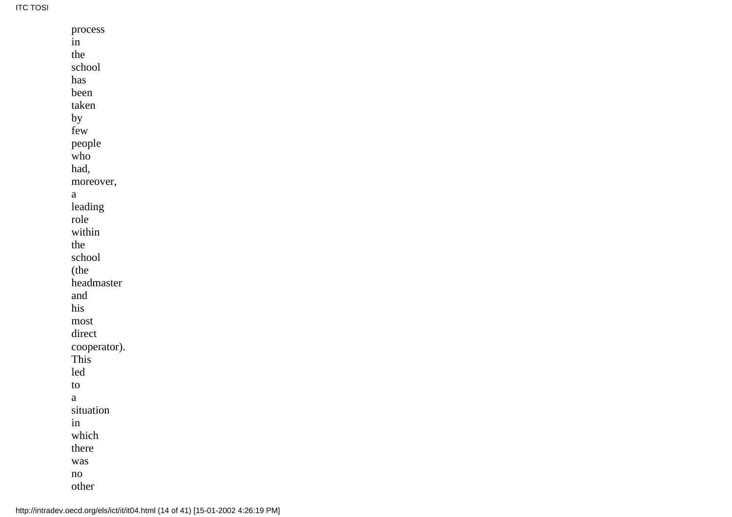process in the school has been taken by few people who had, moreover, a leading role within the school (the headmaster and his most direct cooperator). This led to a situation in which there was no other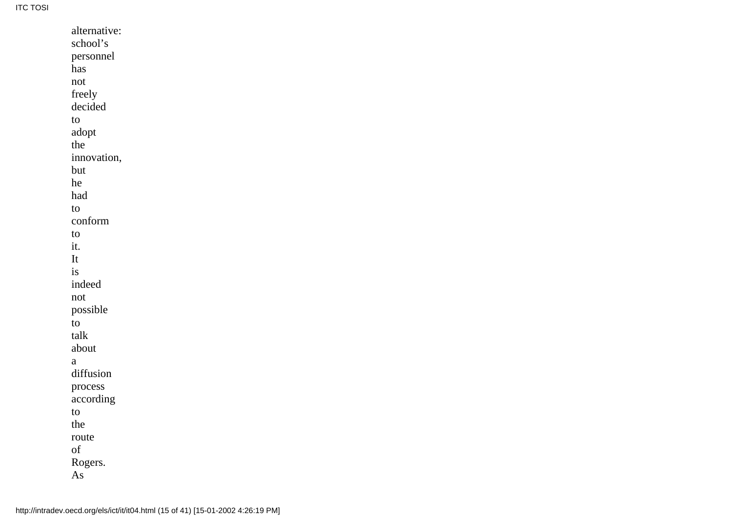alternative: school's personnel has not freely decided to adopt the innovation, but he had to conform to it. It is indeed not possible to talk about a diffusion process according to the route of Rogers. As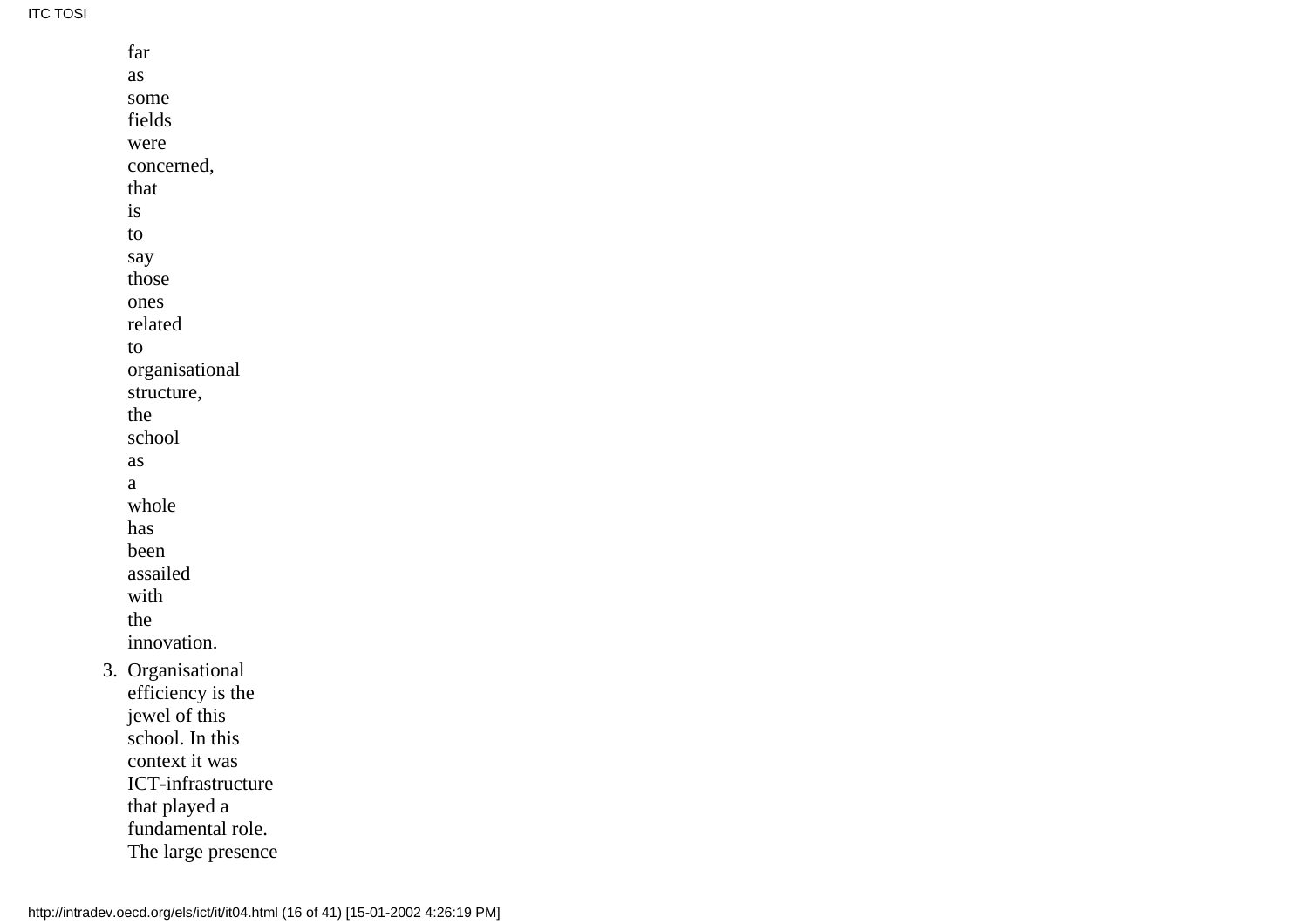far as some fields were concerned, that is to say those ones related to organisational structure, the school as a whole has been assailed with the innovation.

3. Organisational efficiency is the jewel of this school. In this context it was ICT-infrastructure that played a fundamental role. The large presence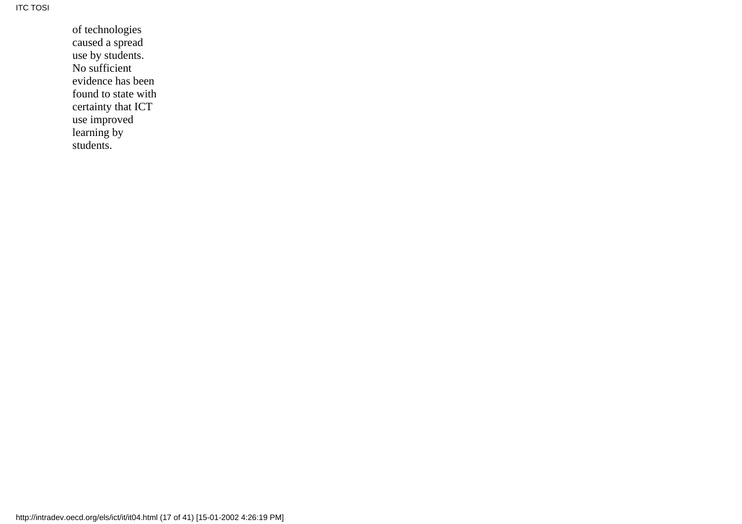of technologies caused a spread use by students. No sufficient evidence has been found to state with certainty that ICT use improved learning by students.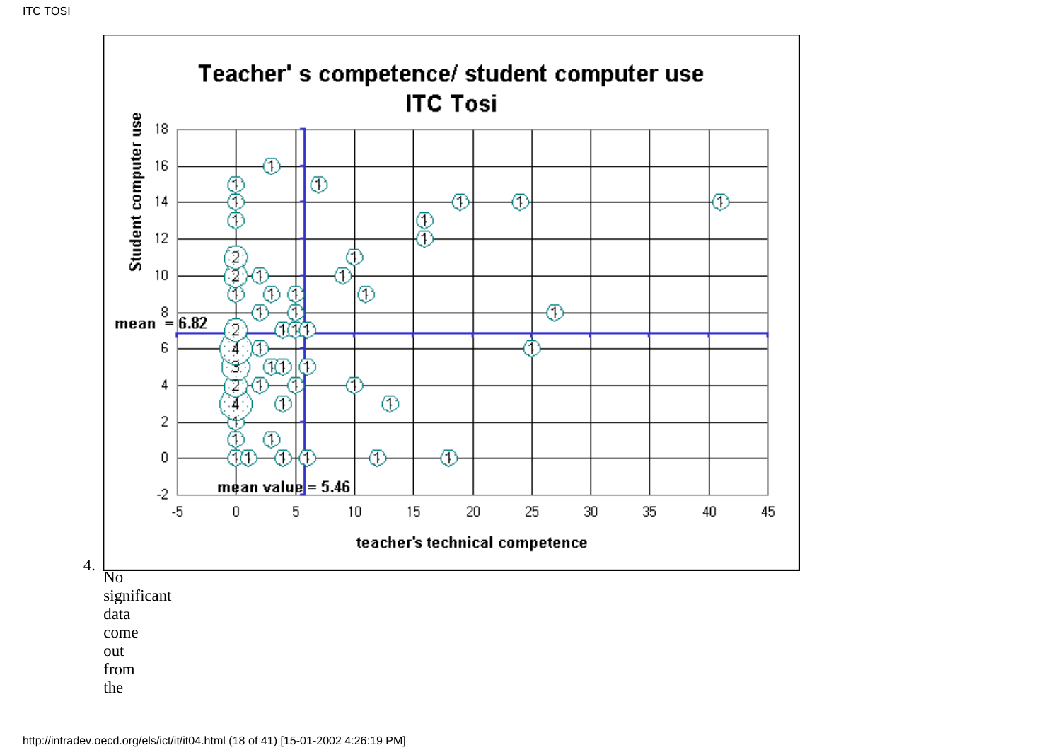4. No significant data come out from the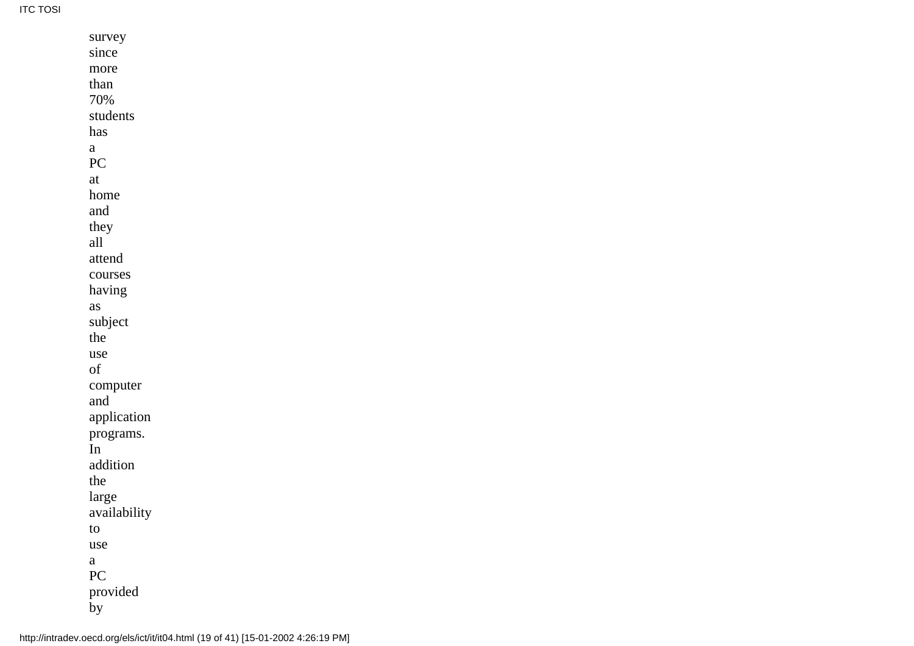survey since more than 70% students has a PC at home and they all attend courses having as subject the use of computer and application programs. In addition the large availability to use a PC provided by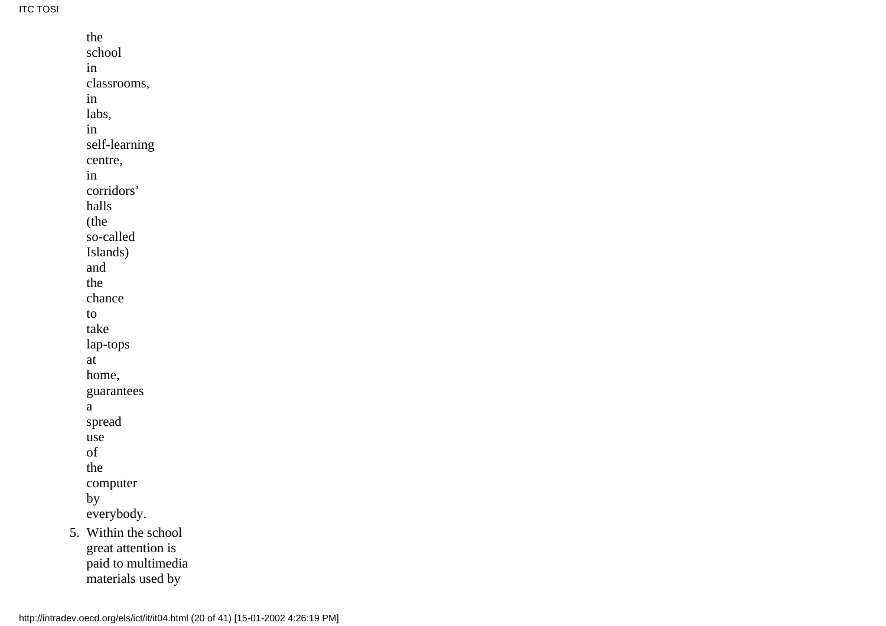the school in classrooms, in labs, in self-learning centre, in corridors' halls (the so-called Islands) and the chance to take lap-tops at home, guarantees a spread use of the computer by everybody.

5. Within the school great attention is paid to multimedia materials used by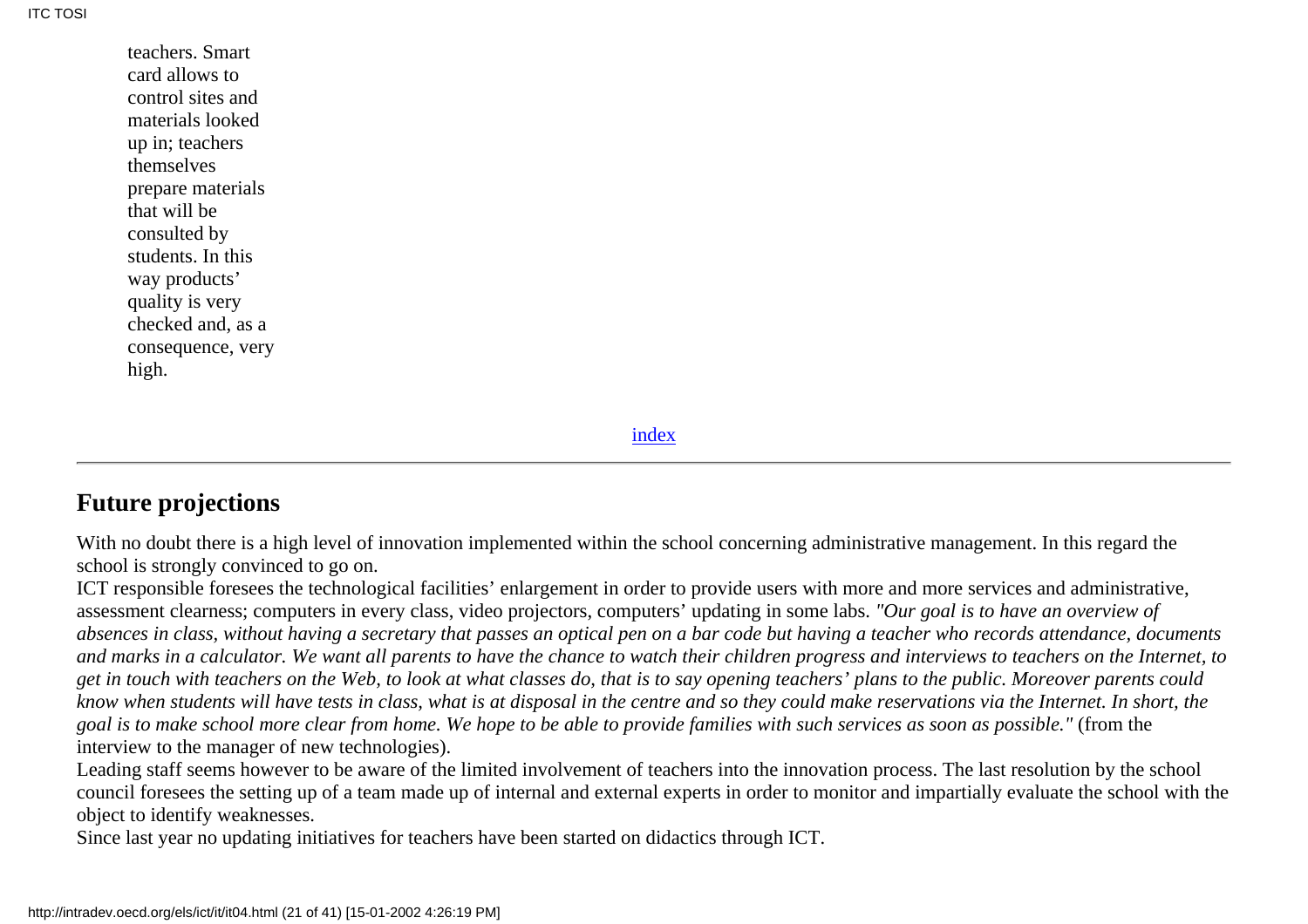teachers. Smart card allows to control sites and materials looked up in; teachers themselves prepare materials that will be consulted by students. In this way products' quality is very checked and, as a consequence, very high.

index

---

## Future projections

With no doubt there is a high level of innovation implemented within the school concerning administrative management. In this regard the school is strongly convinced to go on.

ICT responsible foresees the technological facilities' enlargement in order to provide users with more and more services and administrative, assessment clearness; computers in every class, video projectors, computers' updating in some labs. *"Our goal is to have an overview of absences in class, without having a secretary that passes an optical pen on a bar code but having a teacher who records attendance, documents and marks in a calculator. We want all parents to have the chance to watch their children progress and interviews to teachers on the Internet, to get in touch with teachers on the Web, to look at what classes do, that is to say opening teachers' plans to the public. Moreover parents could know when students will have tests in class, what is at disposal in the centre and so they could make reservations via the Internet. In short, the goal is to make school more clear from home. We hope to be able to provide families with such services as soon as possible."* (from the interview to the manager of new technologies).

Leading staff seems however to be aware of the limited involvement of teachers into the innovation process. The last resolution by the school council foresees the setting up of a team made up of internal and external experts in order to monitor and impartially evaluate the school with the object to identify weaknesses.

Since last year no updating initiatives for teachers have been started on didactics through ICT.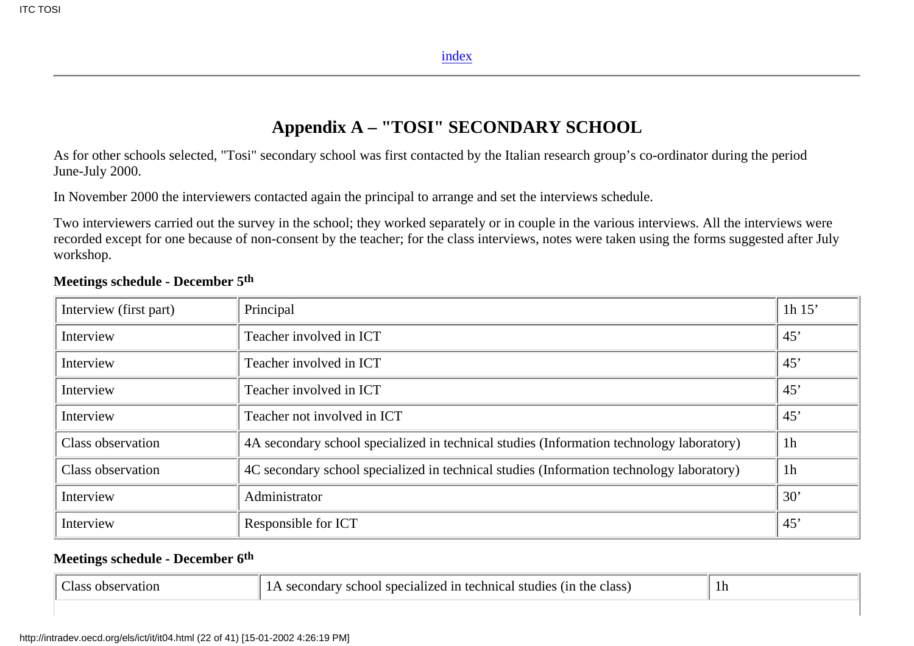index

## Appendix A – "TOSI" SECONDARY SCHOOL

As for other schools selected, "Tosi" secondary school was first contacted by the Italian research group's co-ordinator during the period June-July 2000.

In November 2000 the interviewers contacted again the principal to arrange and set the interviews schedule.

Two interviewers carried out the survey in the school; they worked separately or in couple in the various interviews. All the interviews were recorded except for one because of non-consent by the teacher; for the class interviews, notes were taken using the forms suggested after July workshop.

**Meetings schedule - December 5th**

| | | |
|---|---|---|
| Interview (first part) | Principal | 1h 15' |
| Interview | Teacher involved in ICT | 45' |
| Interview | Teacher involved in ICT | 45' |
| Interview | Teacher involved in ICT | 45' |
| Interview | Teacher not involved in ICT | 45' |
| Class observation | 4A secondary school specialized in technical studies (Information technology laboratory) | 1h |
| Class observation | 4C secondary school specialized in technical studies (Information technology laboratory) | 1h |
| Interview | Administrator | 30' |
| Interview | Responsible for ICT | 45' |

**Meetings schedule - December 6th**

| | | |
|---|---|---|
| Class observation | 1A secondary school specialized in technical studies (in the class) | 1h |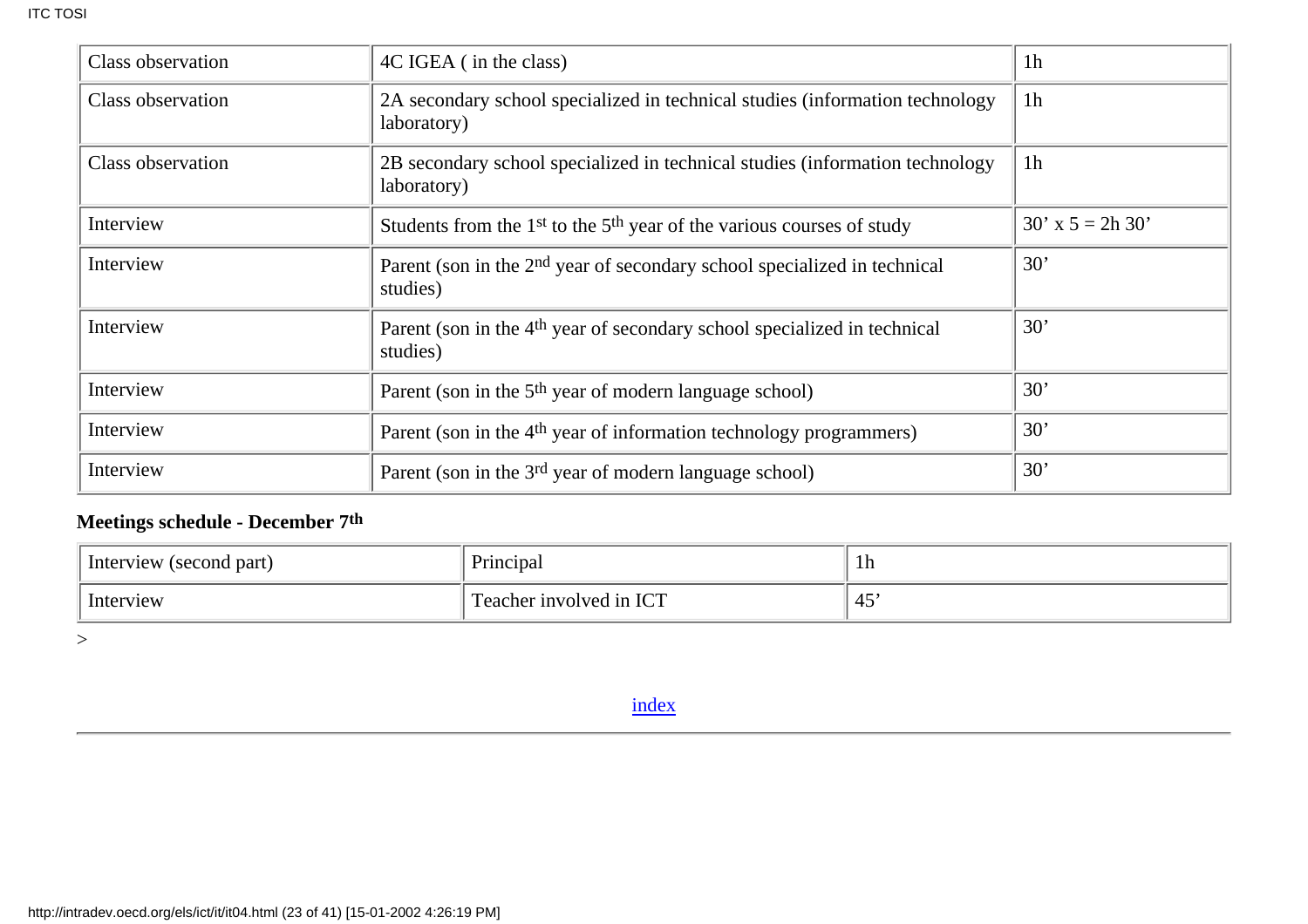| | | |
|---|---|---|
| Class observation | 4C IGEA ( in the class) | 1h |
| Class observation | 2A secondary school specialized in technical studies (information technology laboratory) | 1h |
| Class observation | 2B secondary school specialized in technical studies (information technology laboratory) | 1h |
| Interview | Students from the 1st to the 5th year of the various courses of study | 30’ x 5 = 2h 30’ |
| Interview | Parent (son in the 2nd year of secondary school specialized in technical studies) | 30’ |
| Interview | Parent (son in the 4th year of secondary school specialized in technical studies) | 30’ |
| Interview | Parent (son in the 5th year of modern language school) | 30’ |
| Interview | Parent (son in the 4th year of information technology programmers) | 30’ |
| Interview | Parent (son in the 3rd year of modern language school) | 30’ |

**Meetings schedule - December 7th**

| | | |
|---|---|---|
| Interview (second part) | Principal | 1h |
| Interview | Teacher involved in ICT | 45’ |

>

index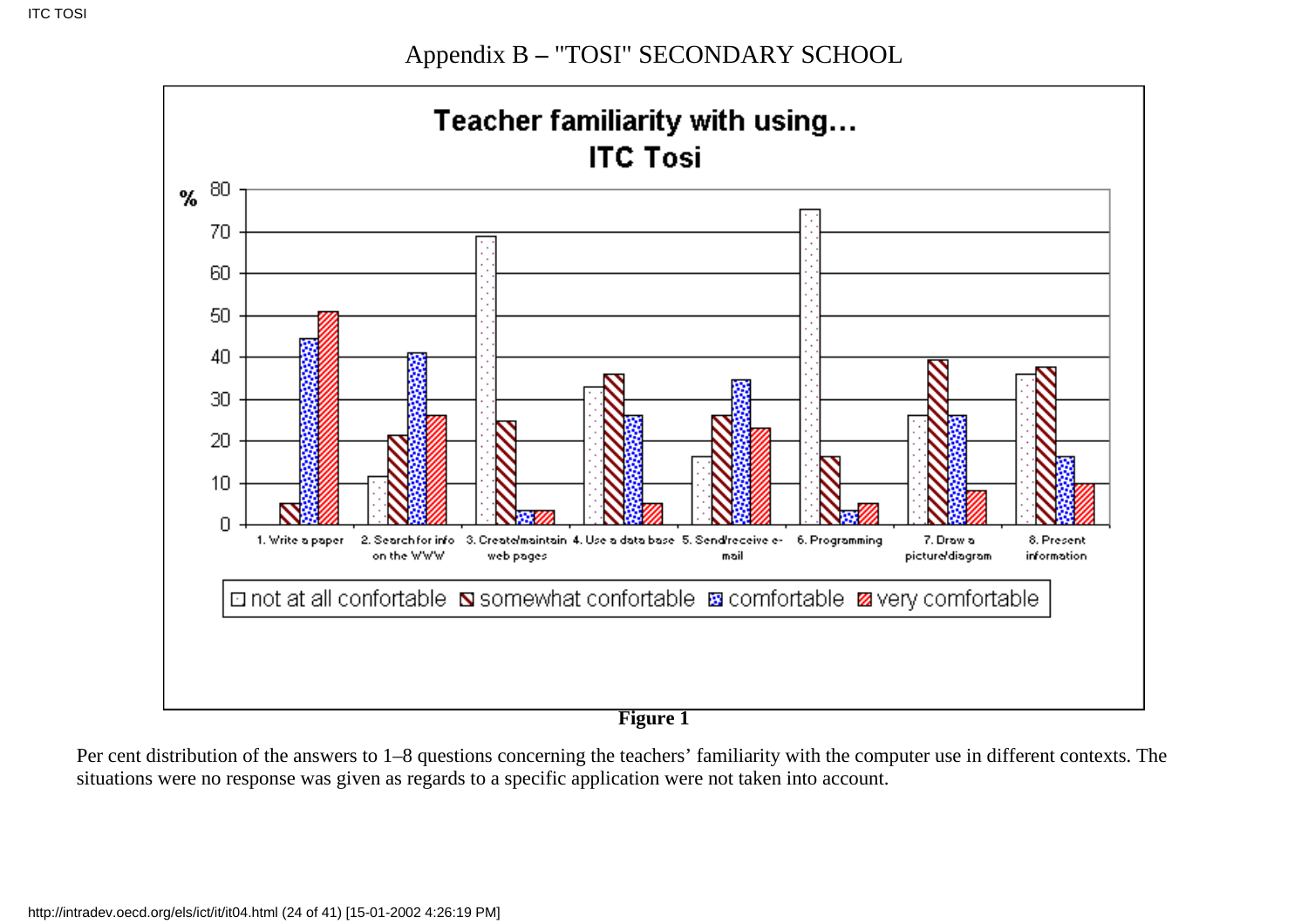# Appendix B – "TOSI" SECONDARY SCHOOL

**Teacher familiarity with using…**
**ITC Tosi**

% 

1. Write a paper
2. Search for info on the WWW
3. Create/maintain web pages
4. Use a data base
5. Send/receive e-mail
6. Programming
7. Draw a picture/diagram
8. Present information

□ not at all confortable ◪ somewhat confortable ▦ comfortable ▨ very comfortable

**Figure 1**

Per cent distribution of the answers to 1–8 questions concerning the teachers' familiarity with the computer use in different contexts. The situations were no response was given as regards to a specific application were not taken into account.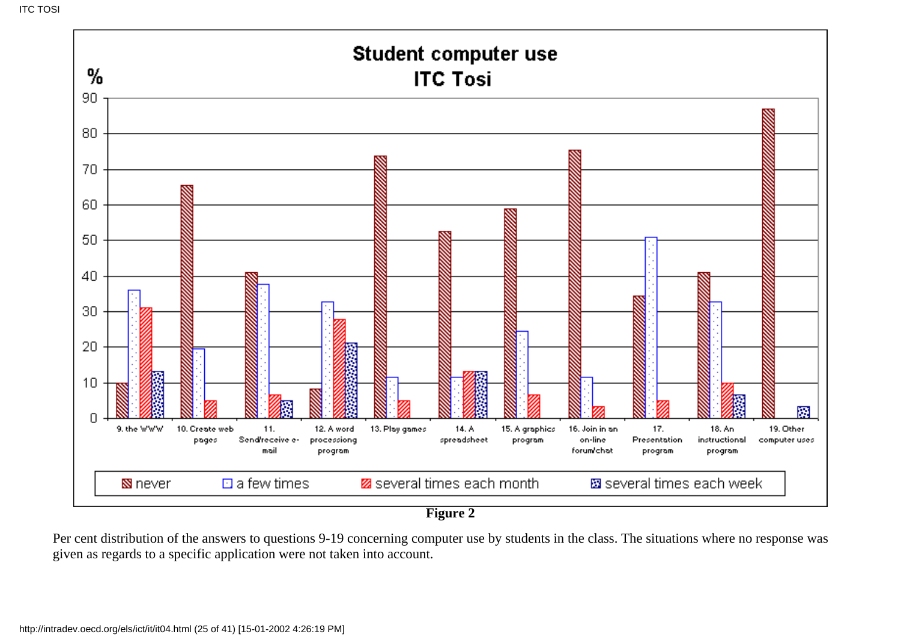**Figure 2**

Per cent distribution of the answers to questions 9-19 concerning computer use by students in the class. The situations where no response was given as regards to a specific application were not taken into account.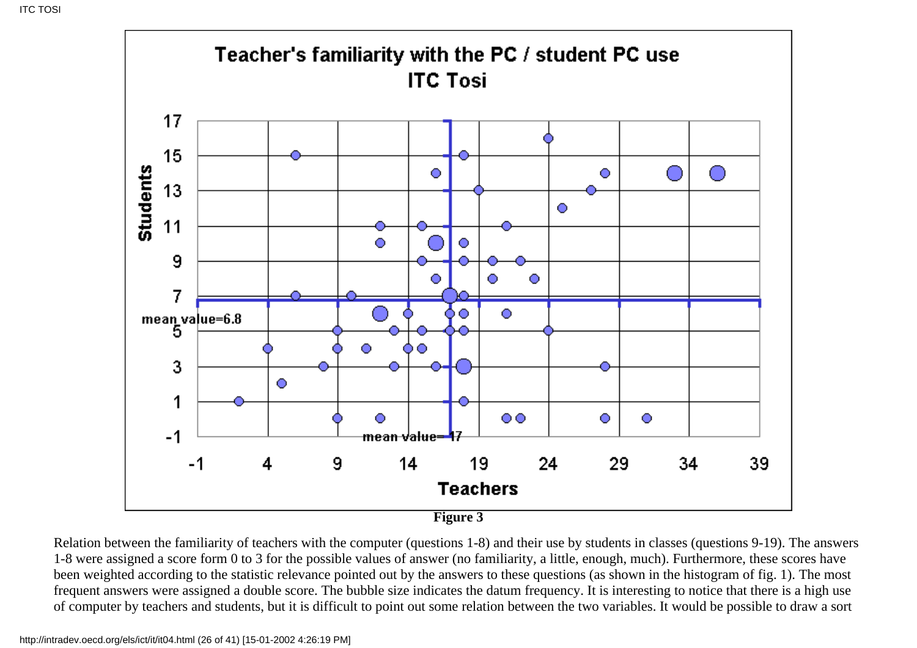**Figure 3**

Relation between the familiarity of teachers with the computer (questions 1-8) and their use by students in classes (questions 9-19). The answers 1-8 were assigned a score form 0 to 3 for the possible values of answer (no familiarity, a little, enough, much). Furthermore, these scores have been weighted according to the statistic relevance pointed out by the answers to these questions (as shown in the histogram of fig. 1). The most frequent answers were assigned a double score. The bubble size indicates the datum frequency. It is interesting to notice that there is a high use of computer by teachers and students, but it is difficult to point out some relation between the two variables. It would be possible to draw a sort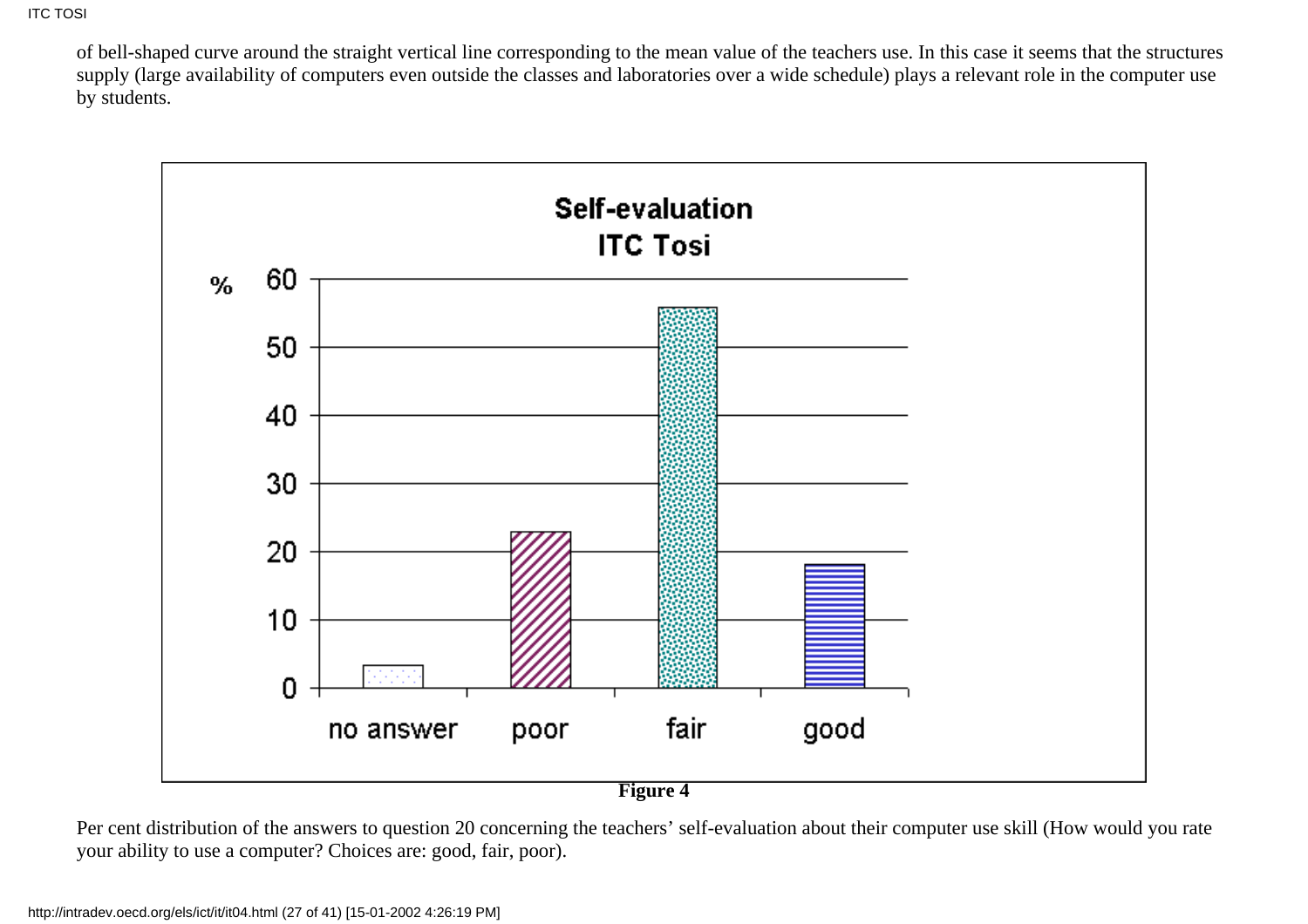of bell-shaped curve around the straight vertical line corresponding to the mean value of the teachers use. In this case it seems that the structures supply (large availability of computers even outside the classes and laboratories over a wide schedule) plays a relevant role in the computer use by students.

**Figure 4**

Per cent distribution of the answers to question 20 concerning the teachers' self-evaluation about their computer use skill (How would you rate your ability to use a computer? Choices are: good, fair, poor).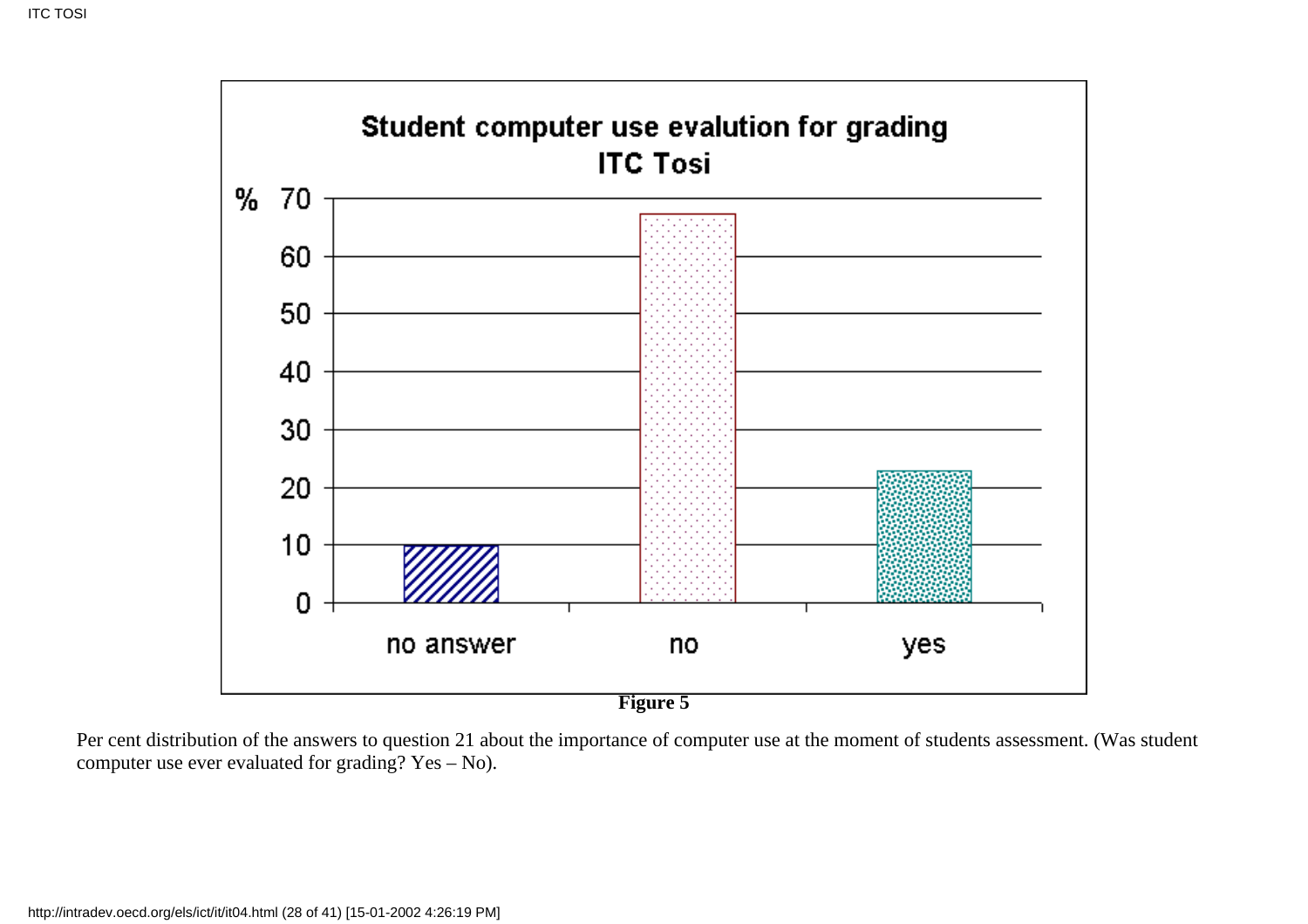**Student computer use evalution for grading**
**ITC Tosi**

| | % |
|---|---|
| no answer | 10 |
| no | 67 |
| yes | 23 |

**Figure 5**

Per cent distribution of the answers to question 21 about the importance of computer use at the moment of students assessment. (Was student computer use ever evaluated for grading? Yes – No).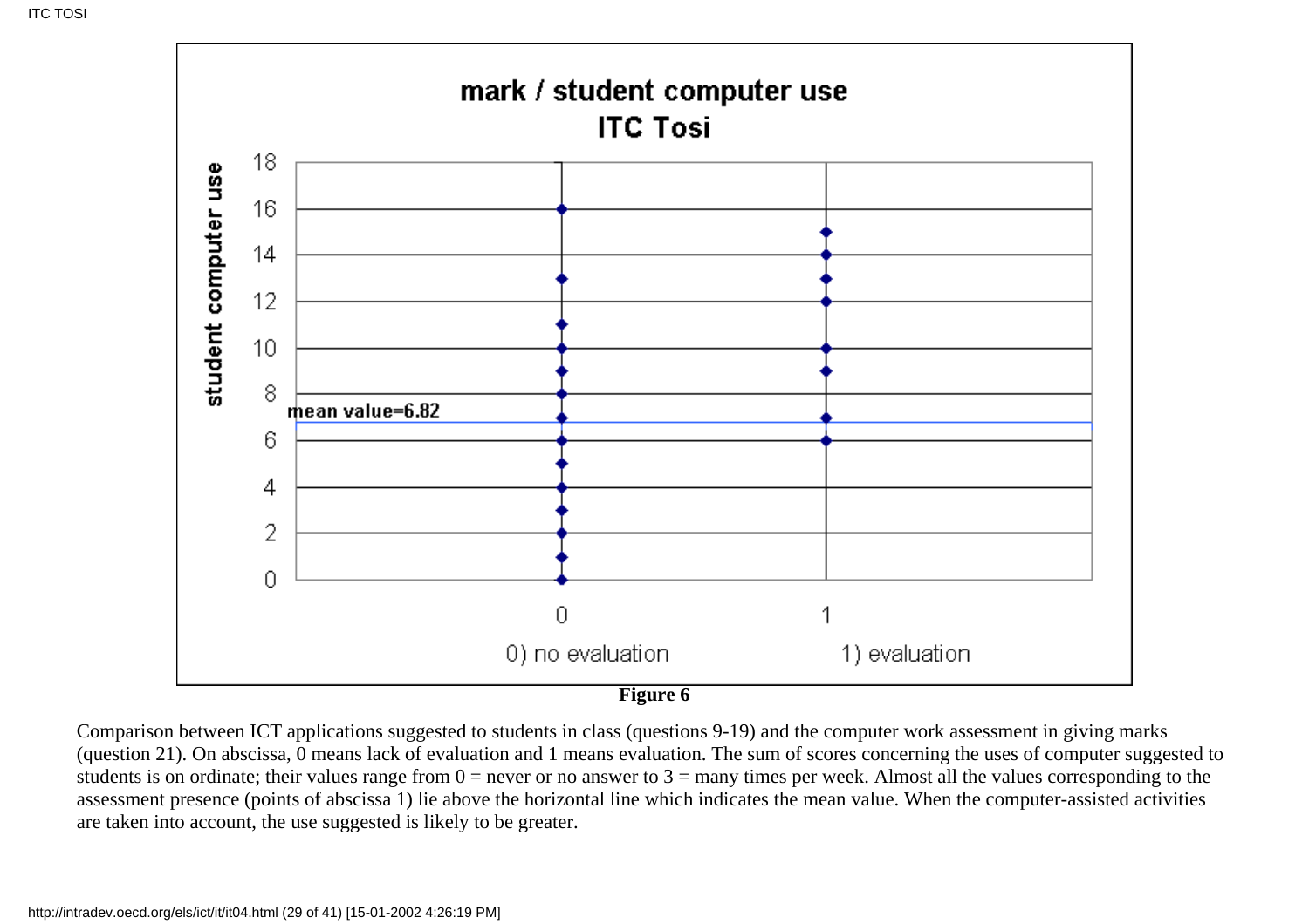**Figure 6**

Comparison between ICT applications suggested to students in class (questions 9-19) and the computer work assessment in giving marks (question 21). On abscissa, 0 means lack of evaluation and 1 means evaluation. The sum of scores concerning the uses of computer suggested to students is on ordinate; their values range from 0 = never or no answer to 3 = many times per week. Almost all the values corresponding to the assessment presence (points of abscissa 1) lie above the horizontal line which indicates the mean value. When the computer-assisted activities are taken into account, the use suggested is likely to be greater.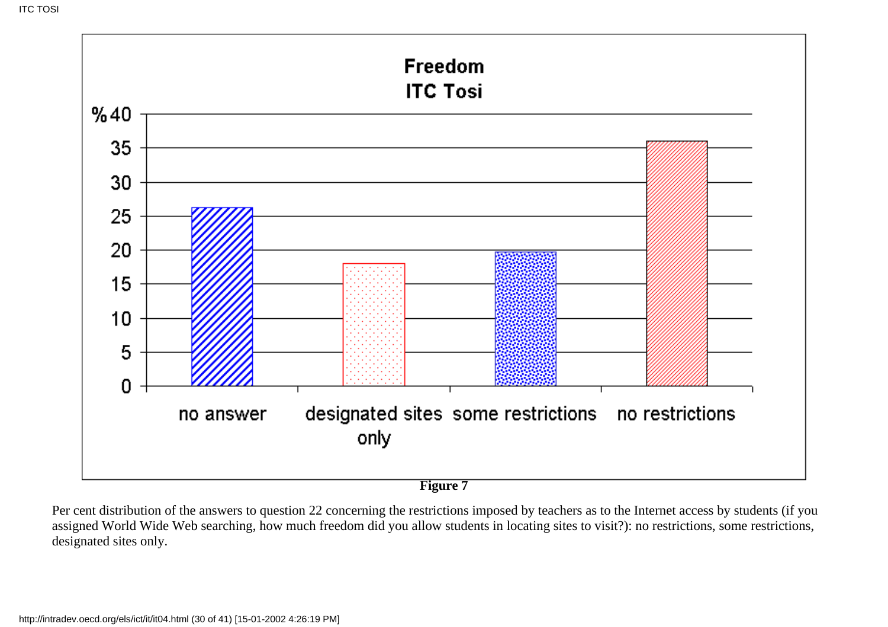**Figure 7**

Per cent distribution of the answers to question 22 concerning the restrictions imposed by teachers as to the Internet access by students (if you assigned World Wide Web searching, how much freedom did you allow students in locating sites to visit?): no restrictions, some restrictions, designated sites only.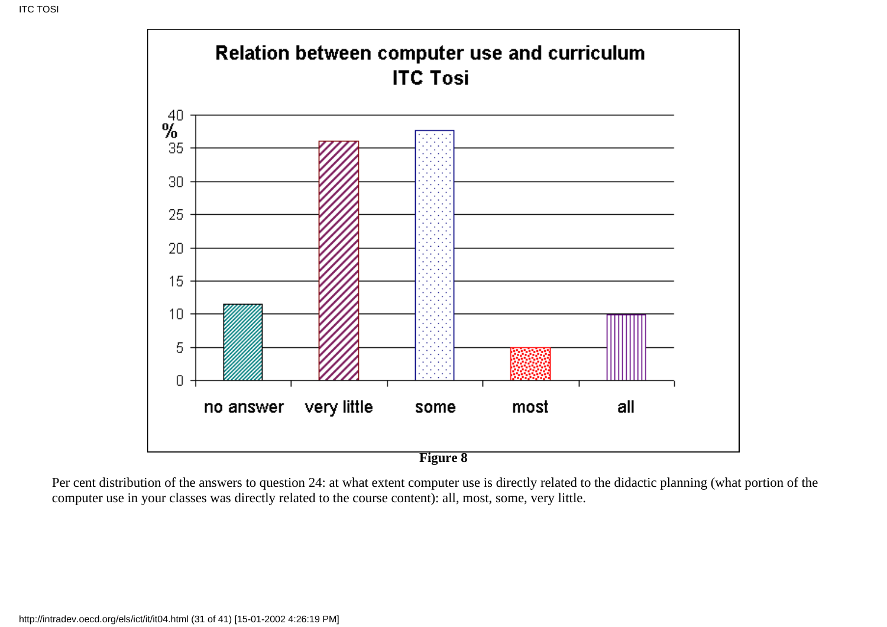**Figure 8**

Per cent distribution of the answers to question 24: at what extent computer use is directly related to the didactic planning (what portion of the computer use in your classes was directly related to the course content): all, most, some, very little.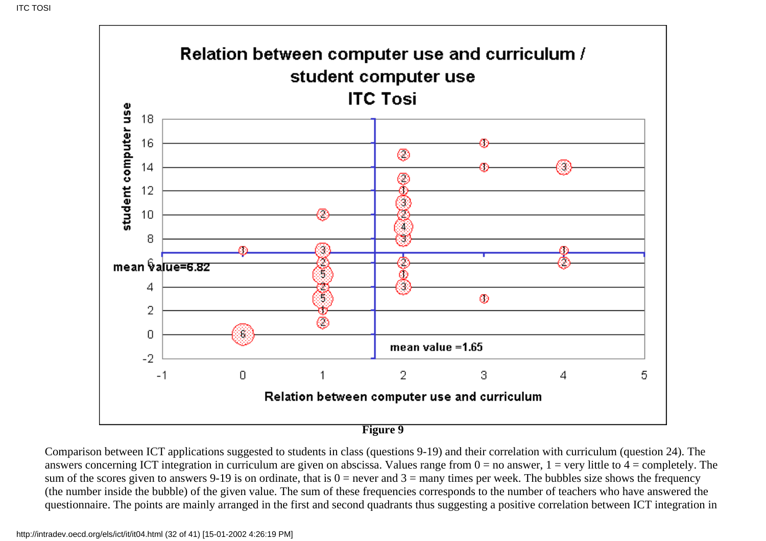**Figure 9**

Comparison between ICT applications suggested to students in class (questions 9-19) and their correlation with curriculum (question 24). The answers concerning ICT integration in curriculum are given on abscissa. Values range from 0 = no answer, 1 = very little to 4 = completely. The sum of the scores given to answers 9-19 is on ordinate, that is 0 = never and 3 = many times per week. The bubbles size shows the frequency (the number inside the bubble) of the given value. The sum of these frequencies corresponds to the number of teachers who have answered the questionnaire. The points are mainly arranged in the first and second quadrants thus suggesting a positive correlation between ICT integration in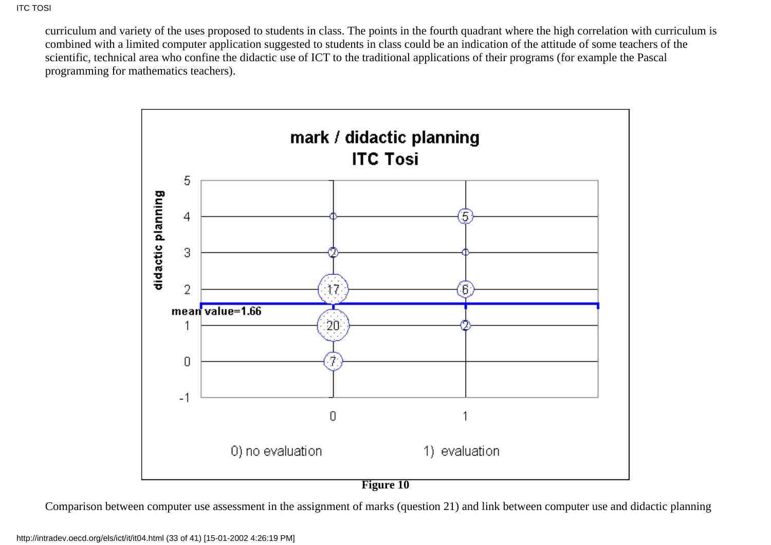curriculum and variety of the uses proposed to students in class. The points in the fourth quadrant where the high correlation with curriculum is combined with a limited computer application suggested to students in class could be an indication of the attitude of some teachers of the scientific, technical area who confine the didactic use of ICT to the traditional applications of their programs (for example the Pascal programming for mathematics teachers).

**Figure 10**

Comparison between computer use assessment in the assignment of marks (question 21) and link between computer use and didactic planning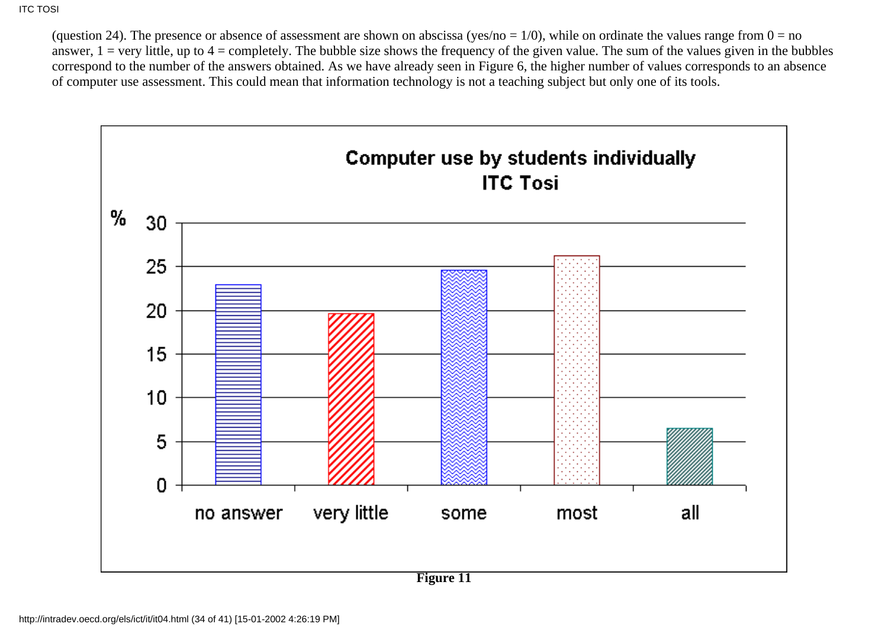(question 24). The presence or absence of assessment are shown on abscissa (yes/no = 1/0), while on ordinate the values range from 0 = no answer, 1 = very little, up to 4 = completely. The bubble size shows the frequency of the given value. The sum of the values given in the bubbles correspond to the number of the answers obtained. As we have already seen in Figure 6, the higher number of values corresponds to an absence of computer use assessment. This could mean that information technology is not a teaching subject but only one of its tools.

**Computer use by students individually**
**ITC Tosi**

| | no answer | very little | some | most | all |
|---|---|---|---|---|---|
| % | ~23 | ~19.7 | ~24.6 | ~26.3 | ~6.5 |

**Figure 11**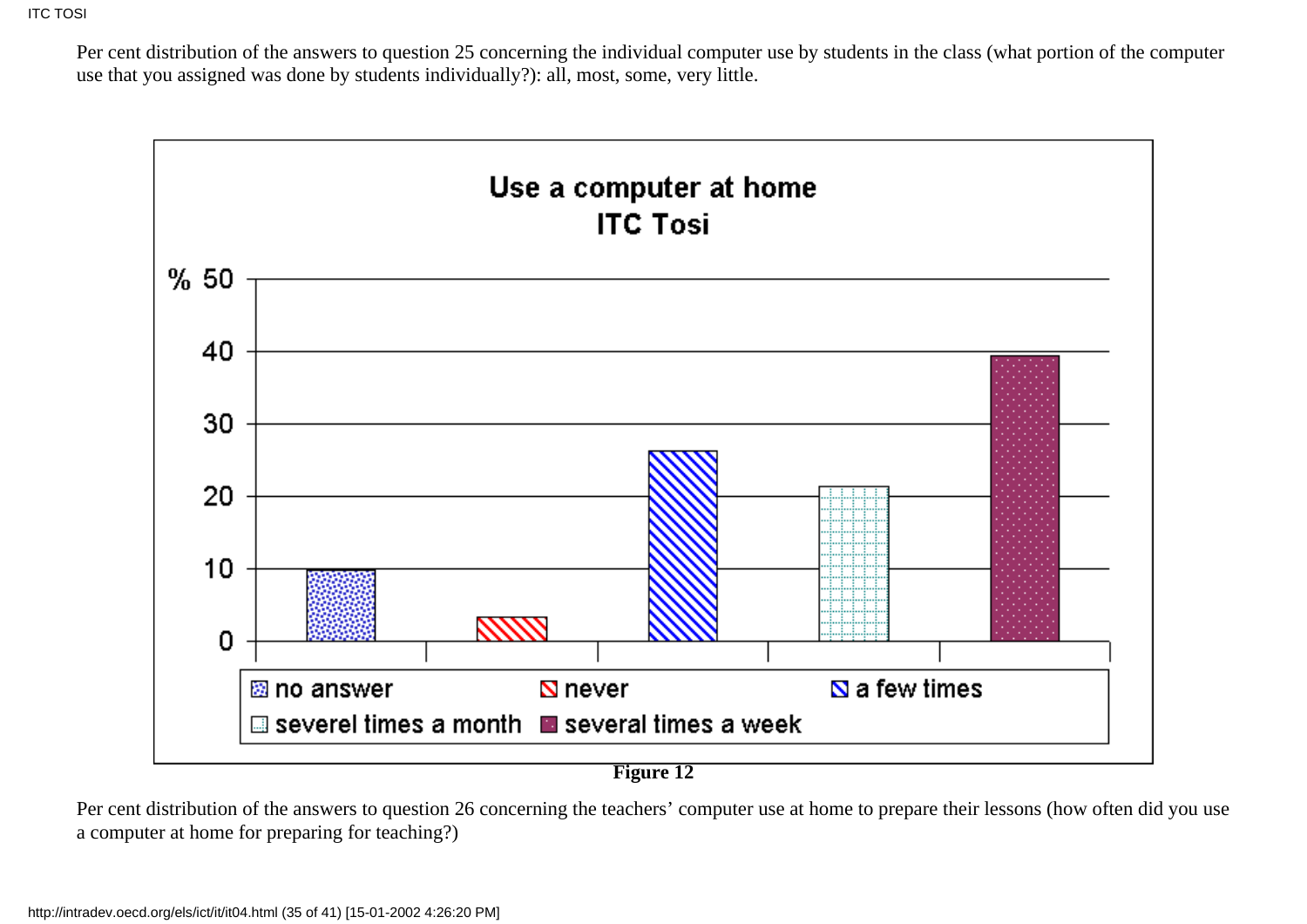Per cent distribution of the answers to question 25 concerning the individual computer use by students in the class (what portion of the computer use that you assigned was done by students individually?): all, most, some, very little.

**Use a computer at home**
**ITC Tosi**

**Figure 12**

Per cent distribution of the answers to question 26 concerning the teachers' computer use at home to prepare their lessons (how often did you use a computer at home for preparing for teaching?)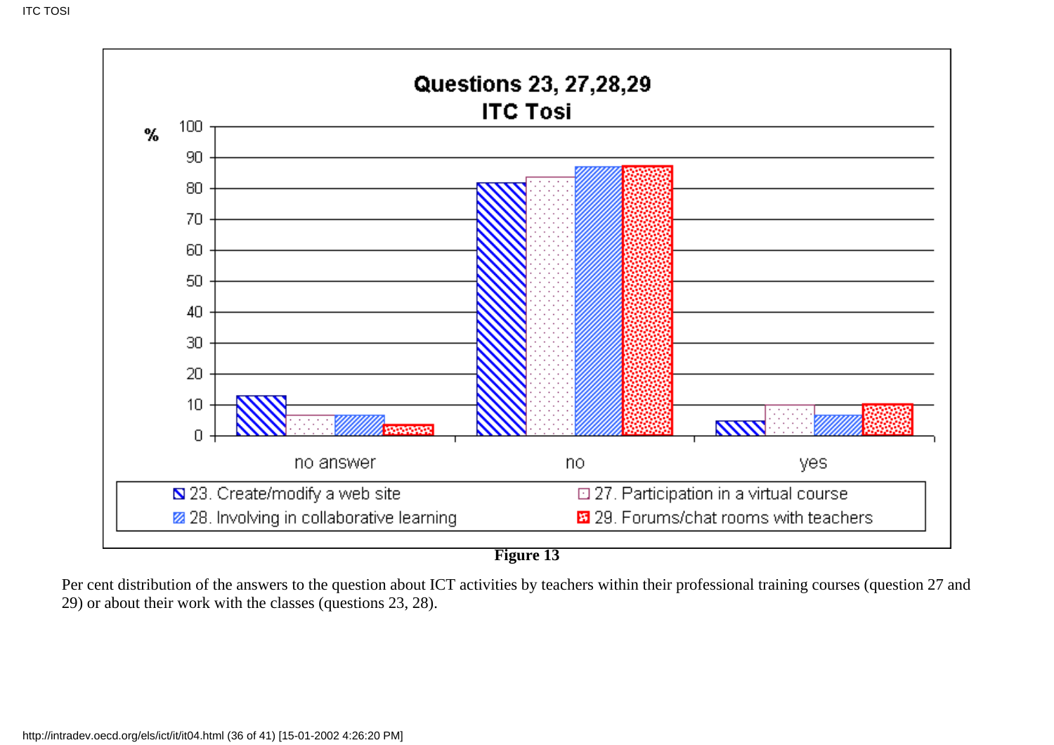**Figure 13**

Per cent distribution of the answers to the question about ICT activities by teachers within their professional training courses (question 27 and 29) or about their work with the classes (questions 23, 28).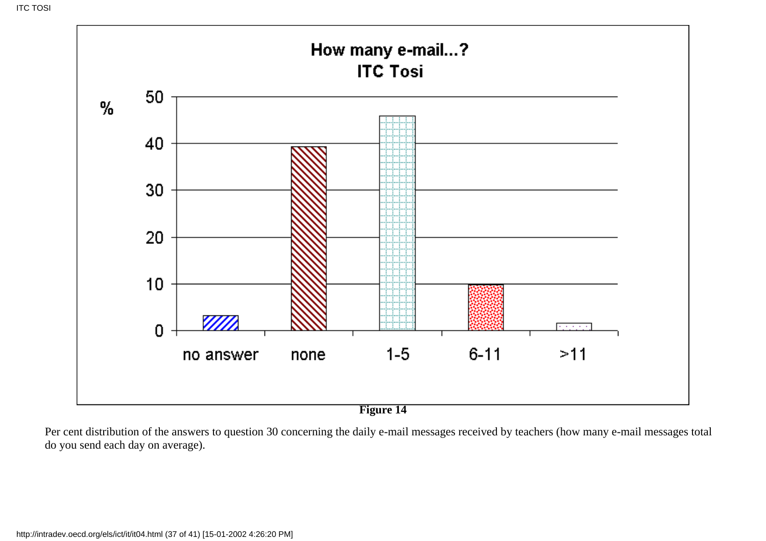**Figure 14**

Per cent distribution of the answers to question 30 concerning the daily e-mail messages received by teachers (how many e-mail messages total do you send each day on average).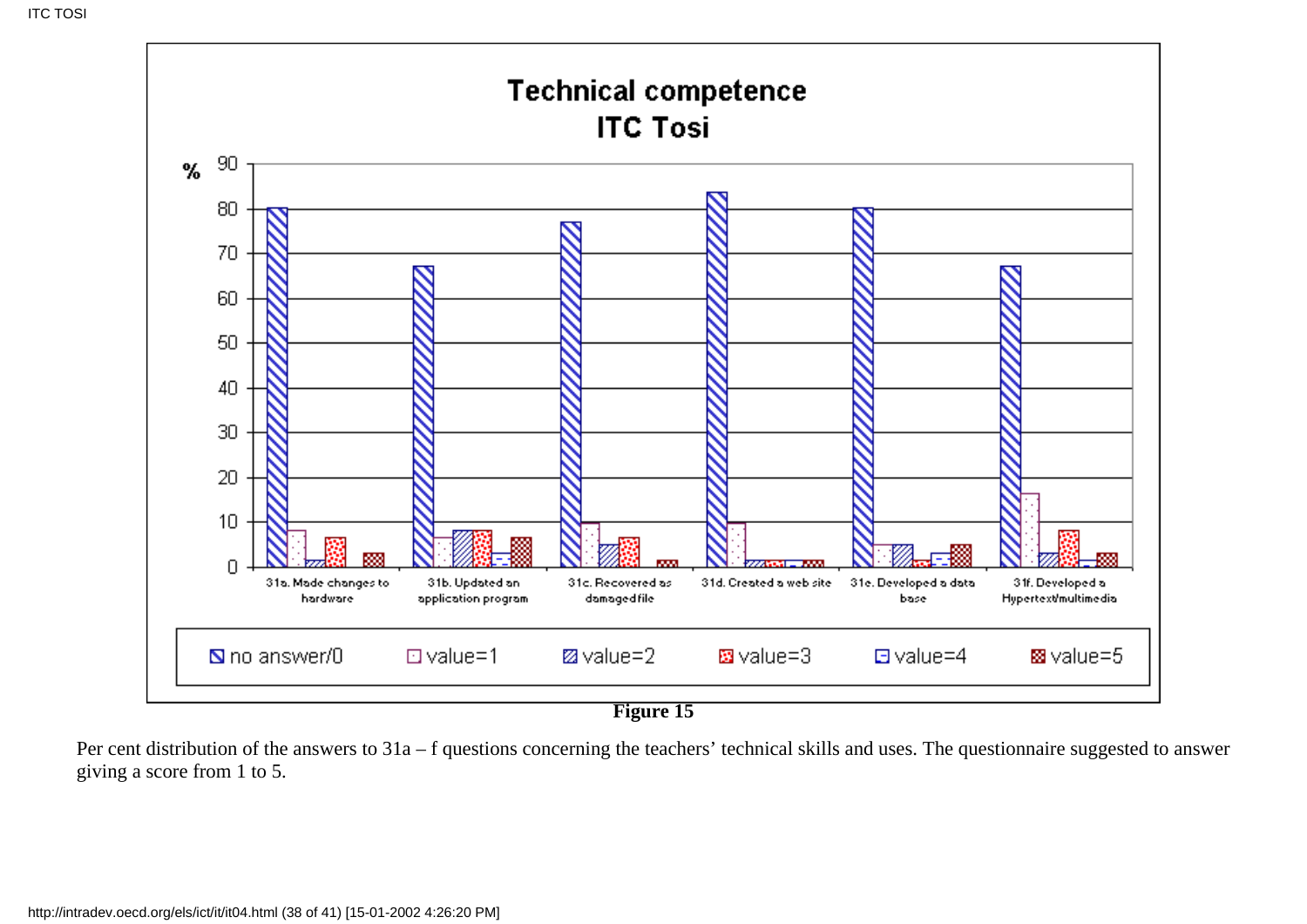**Technical competence**
**ITC Tosi**

**Figure 15**

Per cent distribution of the answers to 31a – f questions concerning the teachers' technical skills and uses. The questionnaire suggested to answer giving a score from 1 to 5.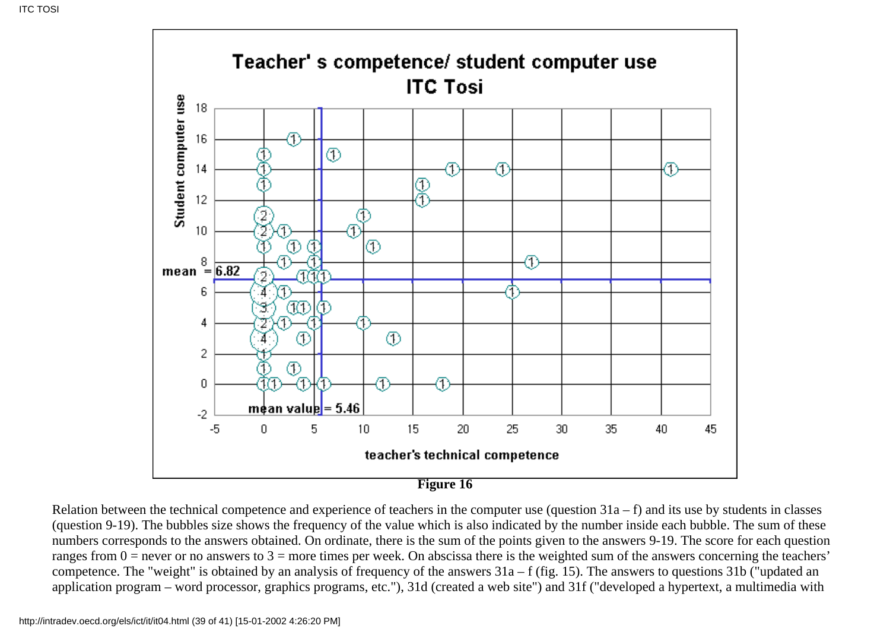**Figure 16**

Relation between the technical competence and experience of teachers in the computer use (question 31a – f) and its use by students in classes (question 9-19). The bubbles size shows the frequency of the value which is also indicated by the number inside each bubble. The sum of these numbers corresponds to the answers obtained. On ordinate, there is the sum of the points given to the answers 9-19. The score for each question ranges from 0 = never or no answers to 3 = more times per week. On abscissa there is the weighted sum of the answers concerning the teachers' competence. The "weight" is obtained by an analysis of frequency of the answers 31a – f (fig. 15). The answers to questions 31b ("updated an application program – word processor, graphics programs, etc."), 31d (created a web site") and 31f ("developed a hypertext, a multimedia with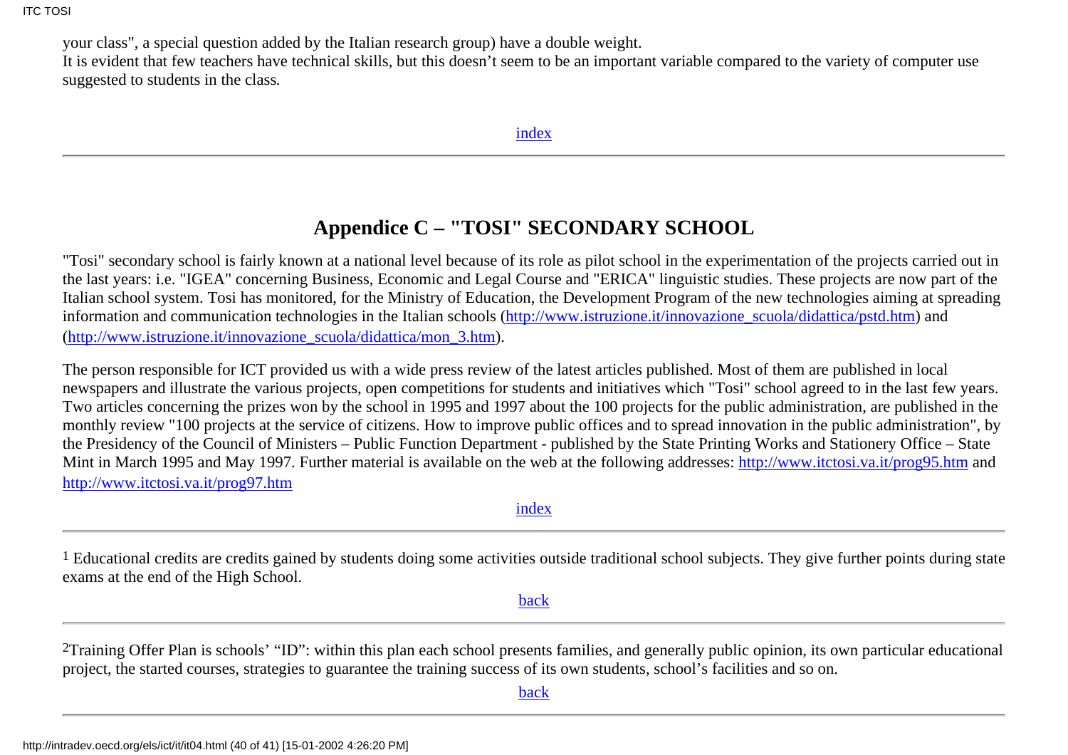your class", a special question added by the Italian research group) have a double weight.
It is evident that few teachers have technical skills, but this doesn't seem to be an important variable compared to the variety of computer use suggested to students in the class.

index

---

## Appendice C – "TOSI" SECONDARY SCHOOL

"Tosi" secondary school is fairly known at a national level because of its role as pilot school in the experimentation of the projects carried out in the last years: i.e. "IGEA" concerning Business, Economic and Legal Course and "ERICA" linguistic studies. These projects are now part of the Italian school system. Tosi has monitored, for the Ministry of Education, the Development Program of the new technologies aiming at spreading information and communication technologies in the Italian schools (http://www.istruzione.it/innovazione_scuola/didattica/pstd.htm) and (http://www.istruzione.it/innovazione_scuola/didattica/mon_3.htm).

The person responsible for ICT provided us with a wide press review of the latest articles published. Most of them are published in local newspapers and illustrate the various projects, open competitions for students and initiatives which "Tosi" school agreed to in the last few years. Two articles concerning the prizes won by the school in 1995 and 1997 about the 100 projects for the public administration, are published in the monthly review "100 projects at the service of citizens. How to improve public offices and to spread innovation in the public administration", by the Presidency of the Council of Ministers – Public Function Department - published by the State Printing Works and Stationery Office – State Mint in March 1995 and May 1997. Further material is available on the web at the following addresses: http://www.itctosi.va.it/prog95.htm and http://www.itctosi.va.it/prog97.htm

index

---

[1] Educational credits are credits gained by students doing some activities outside traditional school subjects. They give further points during state exams at the end of the High School.

back

---

[2] Training Offer Plan is schools' "ID": within this plan each school presents families, and generally public opinion, its own particular educational project, the started courses, strategies to guarantee the training success of its own students, school's facilities and so on.

back

---